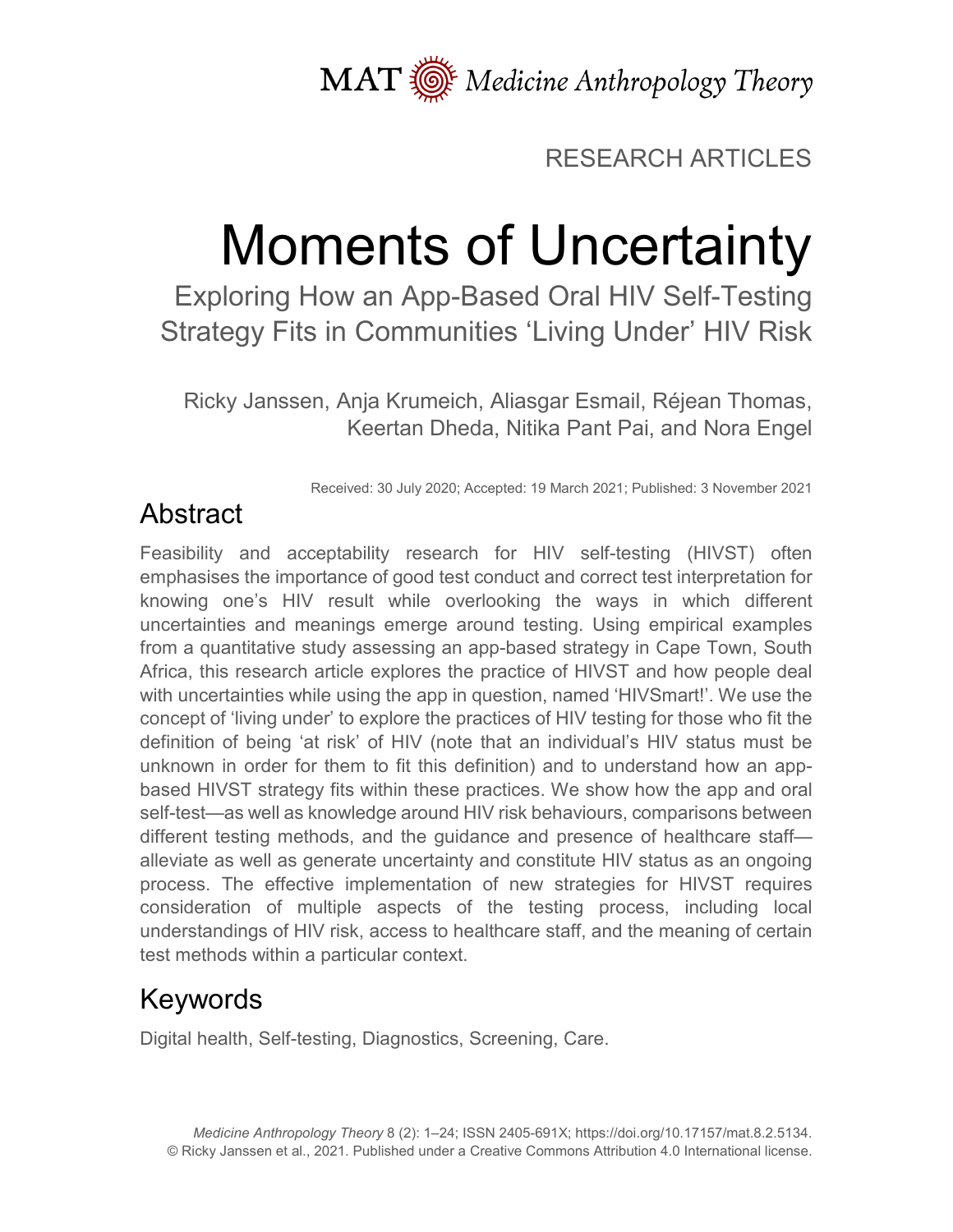MAT Medicine Anthropology Theory

RESEARCH ARTICLES

# Moments of Uncertainty

## Exploring How an App-Based Oral HIV Self-Testing Strategy Fits in Communities 'Living Under' HIV Risk

Ricky Janssen, Anja Krumeich, Aliasgar Esmail, Réjean Thomas, Keertan Dheda, Nitika Pant Pai, and Nora Engel

Received: 30 July 2020; Accepted: 19 March 2021; Published: 3 November 2021

## Abstract

Feasibility and acceptability research for HIV self-testing (HIVST) often emphasises the importance of good test conduct and correct test interpretation for knowing one's HIV result while overlooking the ways in which different uncertainties and meanings emerge around testing. Using empirical examples from a quantitative study assessing an app-based strategy in Cape Town, South Africa, this research article explores the practice of HIVST and how people deal with uncertainties while using the app in question, named 'HIVSmart!'. We use the concept of 'living under' to explore the practices of HIV testing for those who fit the definition of being 'at risk' of HIV (note that an individual's HIV status must be unknown in order for them to fit this definition) and to understand how an app-based HIVST strategy fits within these practices. We show how the app and oral self-test—as well as knowledge around HIV risk behaviours, comparisons between different testing methods, and the guidance and presence of healthcare staff—alleviate as well as generate uncertainty and constitute HIV status as an ongoing process. The effective implementation of new strategies for HIVST requires consideration of multiple aspects of the testing process, including local understandings of HIV risk, access to healthcare staff, and the meaning of certain test methods within a particular context.

## Keywords

Digital health, Self-testing, Diagnostics, Screening, Care.

*Medicine Anthropology Theory* 8 (2): 1–24; ISSN 2405-691X; https://doi.org/10.17157/mat.8.2.5134.
© Ricky Janssen et al., 2021. Published under a Creative Commons Attribution 4.0 International license.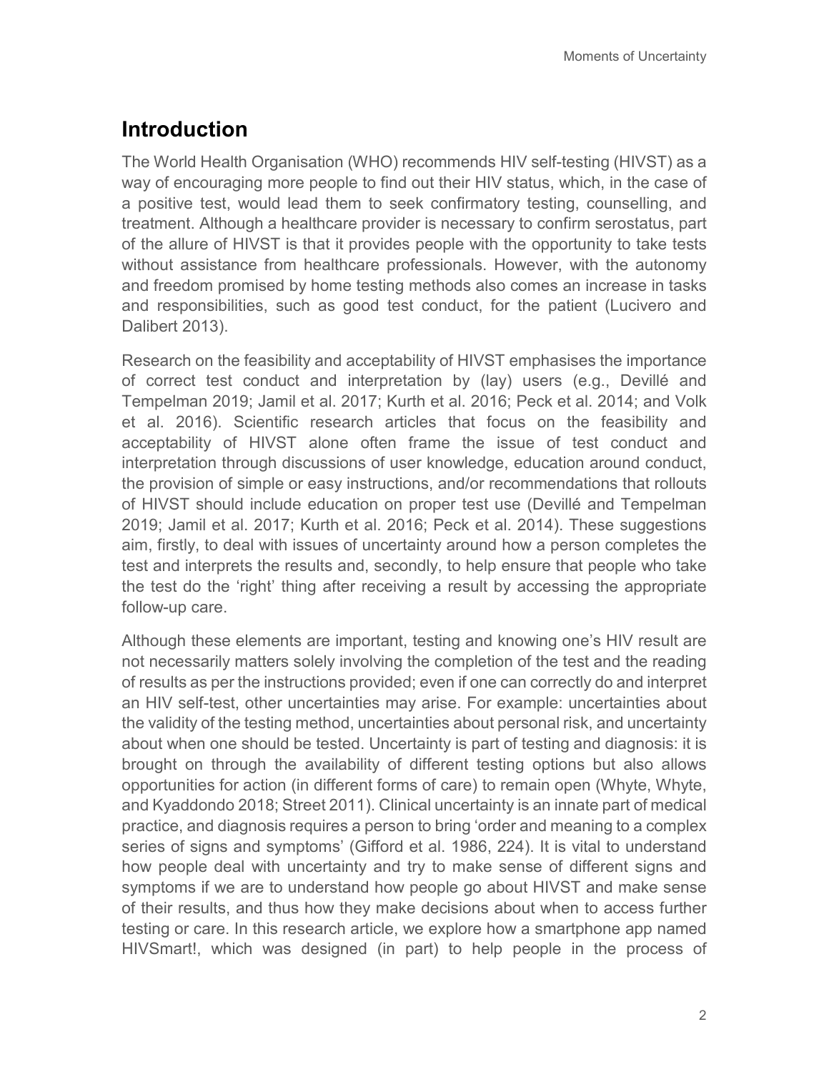## Introduction

The World Health Organisation (WHO) recommends HIV self-testing (HIVST) as a way of encouraging more people to find out their HIV status, which, in the case of a positive test, would lead them to seek confirmatory testing, counselling, and treatment. Although a healthcare provider is necessary to confirm serostatus, part of the allure of HIVST is that it provides people with the opportunity to take tests without assistance from healthcare professionals. However, with the autonomy and freedom promised by home testing methods also comes an increase in tasks and responsibilities, such as good test conduct, for the patient (Lucivero and Dalibert 2013).

Research on the feasibility and acceptability of HIVST emphasises the importance of correct test conduct and interpretation by (lay) users (e.g., Devillé and Tempelman 2019; Jamil et al. 2017; Kurth et al. 2016; Peck et al. 2014; and Volk et al. 2016). Scientific research articles that focus on the feasibility and acceptability of HIVST alone often frame the issue of test conduct and interpretation through discussions of user knowledge, education around conduct, the provision of simple or easy instructions, and/or recommendations that rollouts of HIVST should include education on proper test use (Devillé and Tempelman 2019; Jamil et al. 2017; Kurth et al. 2016; Peck et al. 2014). These suggestions aim, firstly, to deal with issues of uncertainty around how a person completes the test and interprets the results and, secondly, to help ensure that people who take the test do the 'right' thing after receiving a result by accessing the appropriate follow-up care.

Although these elements are important, testing and knowing one's HIV result are not necessarily matters solely involving the completion of the test and the reading of results as per the instructions provided; even if one can correctly do and interpret an HIV self-test, other uncertainties may arise. For example: uncertainties about the validity of the testing method, uncertainties about personal risk, and uncertainty about when one should be tested. Uncertainty is part of testing and diagnosis: it is brought on through the availability of different testing options but also allows opportunities for action (in different forms of care) to remain open (Whyte, Whyte, and Kyaddondo 2018; Street 2011). Clinical uncertainty is an innate part of medical practice, and diagnosis requires a person to bring 'order and meaning to a complex series of signs and symptoms' (Gifford et al. 1986, 224). It is vital to understand how people deal with uncertainty and try to make sense of different signs and symptoms if we are to understand how people go about HIVST and make sense of their results, and thus how they make decisions about when to access further testing or care. In this research article, we explore how a smartphone app named HIVSmart!, which was designed (in part) to help people in the process of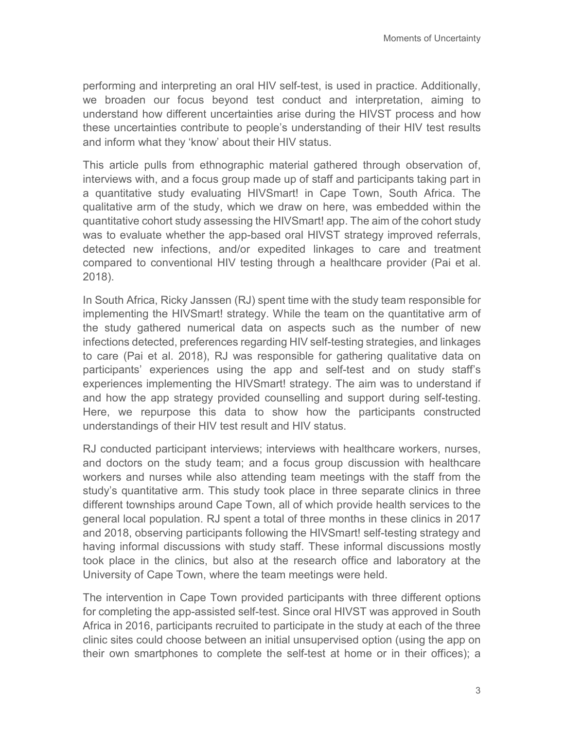performing and interpreting an oral HIV self-test, is used in practice. Additionally, we broaden our focus beyond test conduct and interpretation, aiming to understand how different uncertainties arise during the HIVST process and how these uncertainties contribute to people's understanding of their HIV test results and inform what they 'know' about their HIV status.

This article pulls from ethnographic material gathered through observation of, interviews with, and a focus group made up of staff and participants taking part in a quantitative study evaluating HIVSmart! in Cape Town, South Africa. The qualitative arm of the study, which we draw on here, was embedded within the quantitative cohort study assessing the HIVSmart! app. The aim of the cohort study was to evaluate whether the app-based oral HIVST strategy improved referrals, detected new infections, and/or expedited linkages to care and treatment compared to conventional HIV testing through a healthcare provider (Pai et al. 2018).

In South Africa, Ricky Janssen (RJ) spent time with the study team responsible for implementing the HIVSmart! strategy. While the team on the quantitative arm of the study gathered numerical data on aspects such as the number of new infections detected, preferences regarding HIV self-testing strategies, and linkages to care (Pai et al. 2018), RJ was responsible for gathering qualitative data on participants' experiences using the app and self-test and on study staff's experiences implementing the HIVSmart! strategy. The aim was to understand if and how the app strategy provided counselling and support during self-testing. Here, we repurpose this data to show how the participants constructed understandings of their HIV test result and HIV status.

RJ conducted participant interviews; interviews with healthcare workers, nurses, and doctors on the study team; and a focus group discussion with healthcare workers and nurses while also attending team meetings with the staff from the study's quantitative arm. This study took place in three separate clinics in three different townships around Cape Town, all of which provide health services to the general local population. RJ spent a total of three months in these clinics in 2017 and 2018, observing participants following the HIVSmart! self-testing strategy and having informal discussions with study staff. These informal discussions mostly took place in the clinics, but also at the research office and laboratory at the University of Cape Town, where the team meetings were held.

The intervention in Cape Town provided participants with three different options for completing the app-assisted self-test. Since oral HIVST was approved in South Africa in 2016, participants recruited to participate in the study at each of the three clinic sites could choose between an initial unsupervised option (using the app on their own smartphones to complete the self-test at home or in their offices); a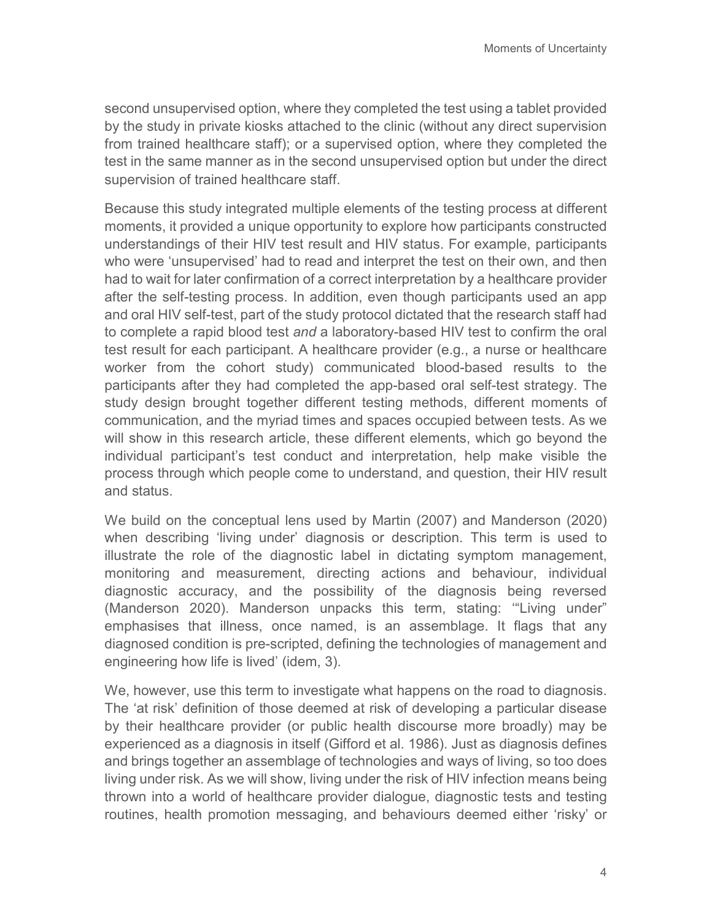second unsupervised option, where they completed the test using a tablet provided by the study in private kiosks attached to the clinic (without any direct supervision from trained healthcare staff); or a supervised option, where they completed the test in the same manner as in the second unsupervised option but under the direct supervision of trained healthcare staff.

Because this study integrated multiple elements of the testing process at different moments, it provided a unique opportunity to explore how participants constructed understandings of their HIV test result and HIV status. For example, participants who were 'unsupervised' had to read and interpret the test on their own, and then had to wait for later confirmation of a correct interpretation by a healthcare provider after the self-testing process. In addition, even though participants used an app and oral HIV self-test, part of the study protocol dictated that the research staff had to complete a rapid blood test *and* a laboratory-based HIV test to confirm the oral test result for each participant. A healthcare provider (e.g., a nurse or healthcare worker from the cohort study) communicated blood-based results to the participants after they had completed the app-based oral self-test strategy. The study design brought together different testing methods, different moments of communication, and the myriad times and spaces occupied between tests. As we will show in this research article, these different elements, which go beyond the individual participant's test conduct and interpretation, help make visible the process through which people come to understand, and question, their HIV result and status.

We build on the conceptual lens used by Martin (2007) and Manderson (2020) when describing 'living under' diagnosis or description. This term is used to illustrate the role of the diagnostic label in dictating symptom management, monitoring and measurement, directing actions and behaviour, individual diagnostic accuracy, and the possibility of the diagnosis being reversed (Manderson 2020). Manderson unpacks this term, stating: '"Living under" emphasises that illness, once named, is an assemblage. It flags that any diagnosed condition is pre-scripted, defining the technologies of management and engineering how life is lived' (idem, 3).

We, however, use this term to investigate what happens on the road to diagnosis. The 'at risk' definition of those deemed at risk of developing a particular disease by their healthcare provider (or public health discourse more broadly) may be experienced as a diagnosis in itself (Gifford et al. 1986). Just as diagnosis defines and brings together an assemblage of technologies and ways of living, so too does living under risk. As we will show, living under the risk of HIV infection means being thrown into a world of healthcare provider dialogue, diagnostic tests and testing routines, health promotion messaging, and behaviours deemed either 'risky' or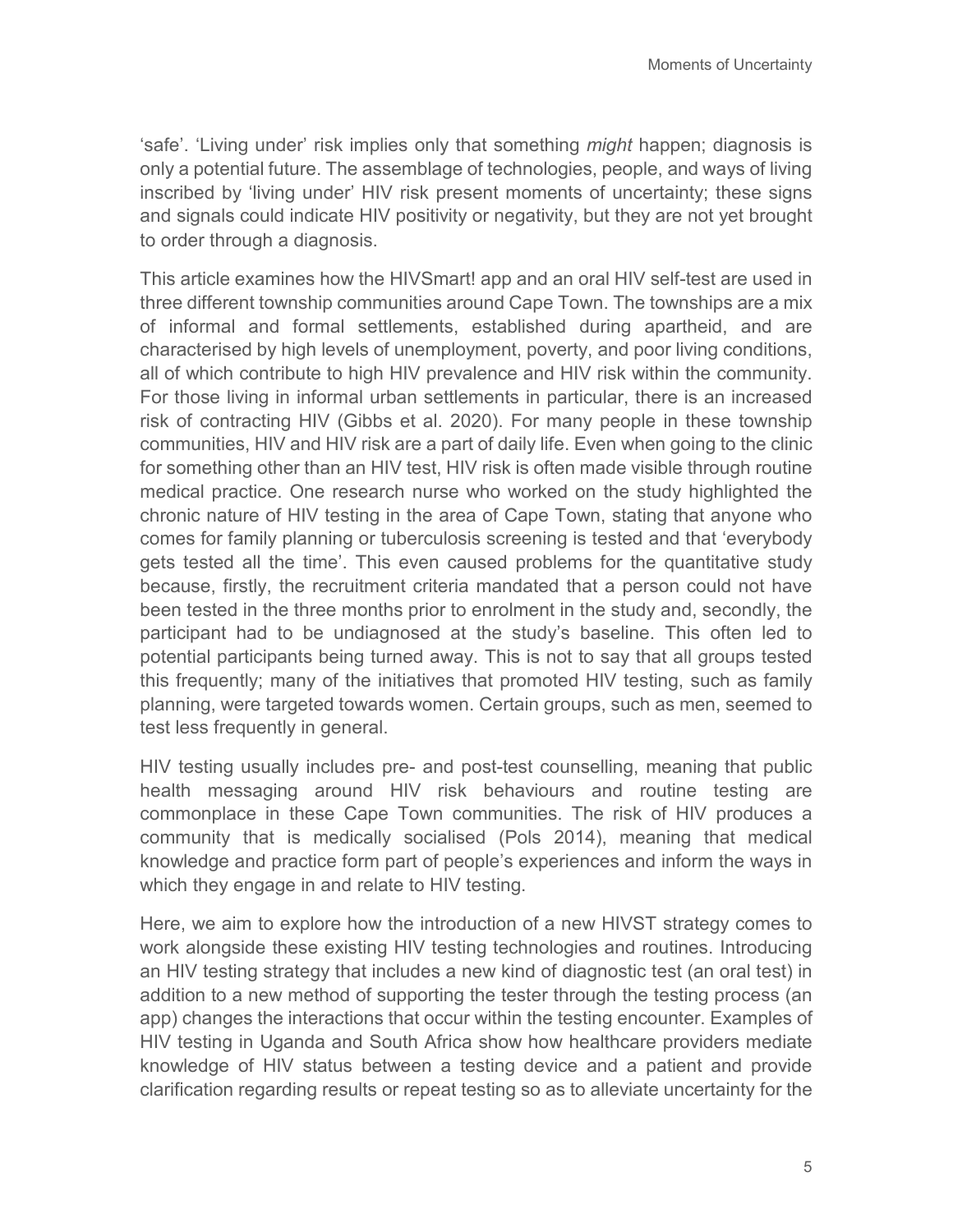'safe'. 'Living under' risk implies only that something *might* happen; diagnosis is only a potential future. The assemblage of technologies, people, and ways of living inscribed by 'living under' HIV risk present moments of uncertainty; these signs and signals could indicate HIV positivity or negativity, but they are not yet brought to order through a diagnosis.

This article examines how the HIVSmart! app and an oral HIV self-test are used in three different township communities around Cape Town. The townships are a mix of informal and formal settlements, established during apartheid, and are characterised by high levels of unemployment, poverty, and poor living conditions, all of which contribute to high HIV prevalence and HIV risk within the community. For those living in informal urban settlements in particular, there is an increased risk of contracting HIV (Gibbs et al. 2020). For many people in these township communities, HIV and HIV risk are a part of daily life. Even when going to the clinic for something other than an HIV test, HIV risk is often made visible through routine medical practice. One research nurse who worked on the study highlighted the chronic nature of HIV testing in the area of Cape Town, stating that anyone who comes for family planning or tuberculosis screening is tested and that 'everybody gets tested all the time'. This even caused problems for the quantitative study because, firstly, the recruitment criteria mandated that a person could not have been tested in the three months prior to enrolment in the study and, secondly, the participant had to be undiagnosed at the study's baseline. This often led to potential participants being turned away. This is not to say that all groups tested this frequently; many of the initiatives that promoted HIV testing, such as family planning, were targeted towards women. Certain groups, such as men, seemed to test less frequently in general.

HIV testing usually includes pre- and post-test counselling, meaning that public health messaging around HIV risk behaviours and routine testing are commonplace in these Cape Town communities. The risk of HIV produces a community that is medically socialised (Pols 2014), meaning that medical knowledge and practice form part of people's experiences and inform the ways in which they engage in and relate to HIV testing.

Here, we aim to explore how the introduction of a new HIVST strategy comes to work alongside these existing HIV testing technologies and routines. Introducing an HIV testing strategy that includes a new kind of diagnostic test (an oral test) in addition to a new method of supporting the tester through the testing process (an app) changes the interactions that occur within the testing encounter. Examples of HIV testing in Uganda and South Africa show how healthcare providers mediate knowledge of HIV status between a testing device and a patient and provide clarification regarding results or repeat testing so as to alleviate uncertainty for the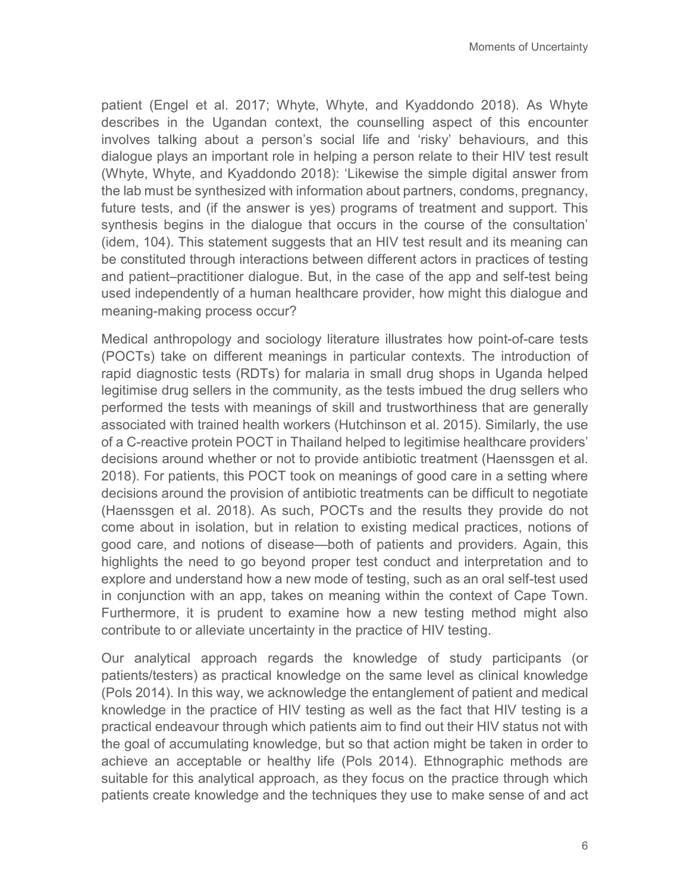patient (Engel et al. 2017; Whyte, Whyte, and Kyaddondo 2018). As Whyte describes in the Ugandan context, the counselling aspect of this encounter involves talking about a person's social life and 'risky' behaviours, and this dialogue plays an important role in helping a person relate to their HIV test result (Whyte, Whyte, and Kyaddondo 2018): 'Likewise the simple digital answer from the lab must be synthesized with information about partners, condoms, pregnancy, future tests, and (if the answer is yes) programs of treatment and support. This synthesis begins in the dialogue that occurs in the course of the consultation' (idem, 104). This statement suggests that an HIV test result and its meaning can be constituted through interactions between different actors in practices of testing and patient–practitioner dialogue. But, in the case of the app and self-test being used independently of a human healthcare provider, how might this dialogue and meaning-making process occur?

Medical anthropology and sociology literature illustrates how point-of-care tests (POCTs) take on different meanings in particular contexts. The introduction of rapid diagnostic tests (RDTs) for malaria in small drug shops in Uganda helped legitimise drug sellers in the community, as the tests imbued the drug sellers who performed the tests with meanings of skill and trustworthiness that are generally associated with trained health workers (Hutchinson et al. 2015). Similarly, the use of a C-reactive protein POCT in Thailand helped to legitimise healthcare providers' decisions around whether or not to provide antibiotic treatment (Haenssgen et al. 2018). For patients, this POCT took on meanings of good care in a setting where decisions around the provision of antibiotic treatments can be difficult to negotiate (Haenssgen et al. 2018). As such, POCTs and the results they provide do not come about in isolation, but in relation to existing medical practices, notions of good care, and notions of disease—both of patients and providers. Again, this highlights the need to go beyond proper test conduct and interpretation and to explore and understand how a new mode of testing, such as an oral self-test used in conjunction with an app, takes on meaning within the context of Cape Town. Furthermore, it is prudent to examine how a new testing method might also contribute to or alleviate uncertainty in the practice of HIV testing.

Our analytical approach regards the knowledge of study participants (or patients/testers) as practical knowledge on the same level as clinical knowledge (Pols 2014). In this way, we acknowledge the entanglement of patient and medical knowledge in the practice of HIV testing as well as the fact that HIV testing is a practical endeavour through which patients aim to find out their HIV status not with the goal of accumulating knowledge, but so that action might be taken in order to achieve an acceptable or healthy life (Pols 2014). Ethnographic methods are suitable for this analytical approach, as they focus on the practice through which patients create knowledge and the techniques they use to make sense of and act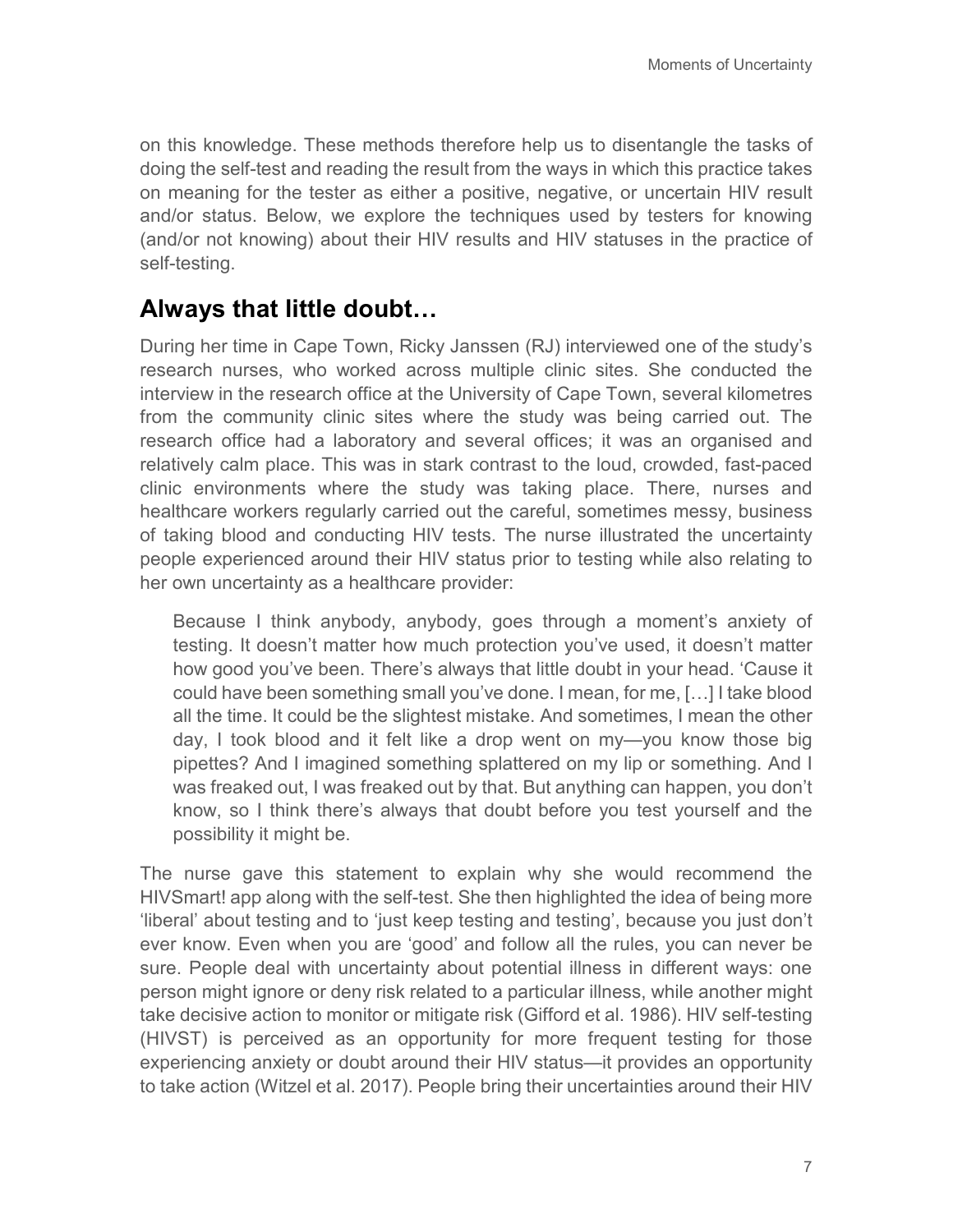on this knowledge. These methods therefore help us to disentangle the tasks of doing the self-test and reading the result from the ways in which this practice takes on meaning for the tester as either a positive, negative, or uncertain HIV result and/or status. Below, we explore the techniques used by testers for knowing (and/or not knowing) about their HIV results and HIV statuses in the practice of self-testing.

## Always that little doubt…

During her time in Cape Town, Ricky Janssen (RJ) interviewed one of the study's research nurses, who worked across multiple clinic sites. She conducted the interview in the research office at the University of Cape Town, several kilometres from the community clinic sites where the study was being carried out. The research office had a laboratory and several offices; it was an organised and relatively calm place. This was in stark contrast to the loud, crowded, fast-paced clinic environments where the study was taking place. There, nurses and healthcare workers regularly carried out the careful, sometimes messy, business of taking blood and conducting HIV tests. The nurse illustrated the uncertainty people experienced around their HIV status prior to testing while also relating to her own uncertainty as a healthcare provider:

> Because I think anybody, anybody, goes through a moment's anxiety of testing. It doesn't matter how much protection you've used, it doesn't matter how good you've been. There's always that little doubt in your head. 'Cause it could have been something small you've done. I mean, for me, […] I take blood all the time. It could be the slightest mistake. And sometimes, I mean the other day, I took blood and it felt like a drop went on my—you know those big pipettes? And I imagined something splattered on my lip or something. And I was freaked out, I was freaked out by that. But anything can happen, you don't know, so I think there's always that doubt before you test yourself and the possibility it might be.

The nurse gave this statement to explain why she would recommend the HIVSmart! app along with the self-test. She then highlighted the idea of being more 'liberal' about testing and to 'just keep testing and testing', because you just don't ever know. Even when you are 'good' and follow all the rules, you can never be sure. People deal with uncertainty about potential illness in different ways: one person might ignore or deny risk related to a particular illness, while another might take decisive action to monitor or mitigate risk (Gifford et al. 1986). HIV self-testing (HIVST) is perceived as an opportunity for more frequent testing for those experiencing anxiety or doubt around their HIV status—it provides an opportunity to take action (Witzel et al. 2017). People bring their uncertainties around their HIV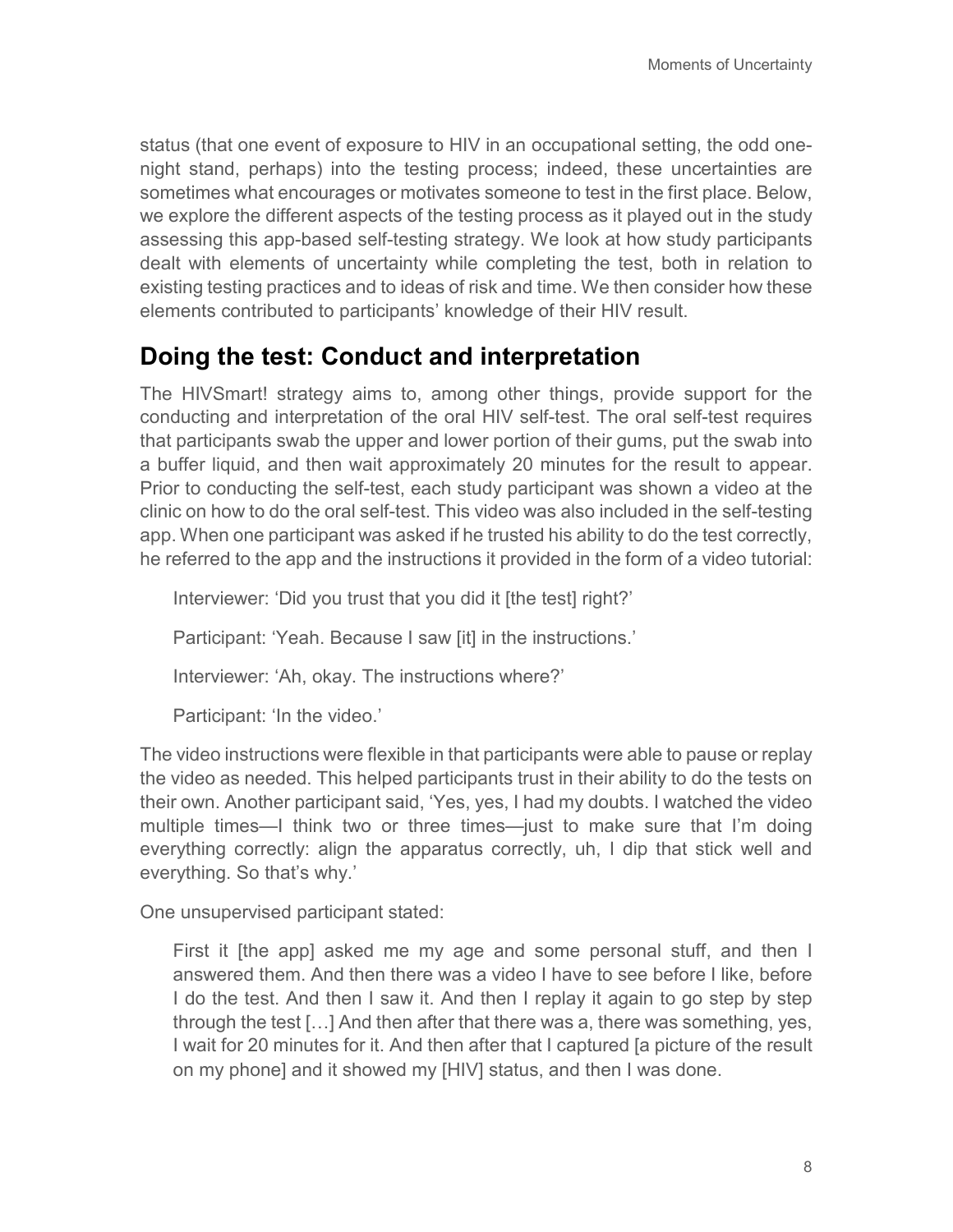status (that one event of exposure to HIV in an occupational setting, the odd one-night stand, perhaps) into the testing process; indeed, these uncertainties are sometimes what encourages or motivates someone to test in the first place. Below, we explore the different aspects of the testing process as it played out in the study assessing this app-based self-testing strategy. We look at how study participants dealt with elements of uncertainty while completing the test, both in relation to existing testing practices and to ideas of risk and time. We then consider how these elements contributed to participants' knowledge of their HIV result.

## Doing the test: Conduct and interpretation

The HIVSmart! strategy aims to, among other things, provide support for the conducting and interpretation of the oral HIV self-test. The oral self-test requires that participants swab the upper and lower portion of their gums, put the swab into a buffer liquid, and then wait approximately 20 minutes for the result to appear. Prior to conducting the self-test, each study participant was shown a video at the clinic on how to do the oral self-test. This video was also included in the self-testing app. When one participant was asked if he trusted his ability to do the test correctly, he referred to the app and the instructions it provided in the form of a video tutorial:

> Interviewer: 'Did you trust that you did it [the test] right?'
>
> Participant: 'Yeah. Because I saw [it] in the instructions.'
>
> Interviewer: 'Ah, okay. The instructions where?'
>
> Participant: 'In the video.'

The video instructions were flexible in that participants were able to pause or replay the video as needed. This helped participants trust in their ability to do the tests on their own. Another participant said, 'Yes, yes, I had my doubts. I watched the video multiple times—I think two or three times—just to make sure that I'm doing everything correctly: align the apparatus correctly, uh, I dip that stick well and everything. So that's why.'

One unsupervised participant stated:

> First it [the app] asked me my age and some personal stuff, and then I answered them. And then there was a video I have to see before I like, before I do the test. And then I saw it. And then I replay it again to go step by step through the test […] And then after that there was a, there was something, yes, I wait for 20 minutes for it. And then after that I captured [a picture of the result on my phone] and it showed my [HIV] status, and then I was done.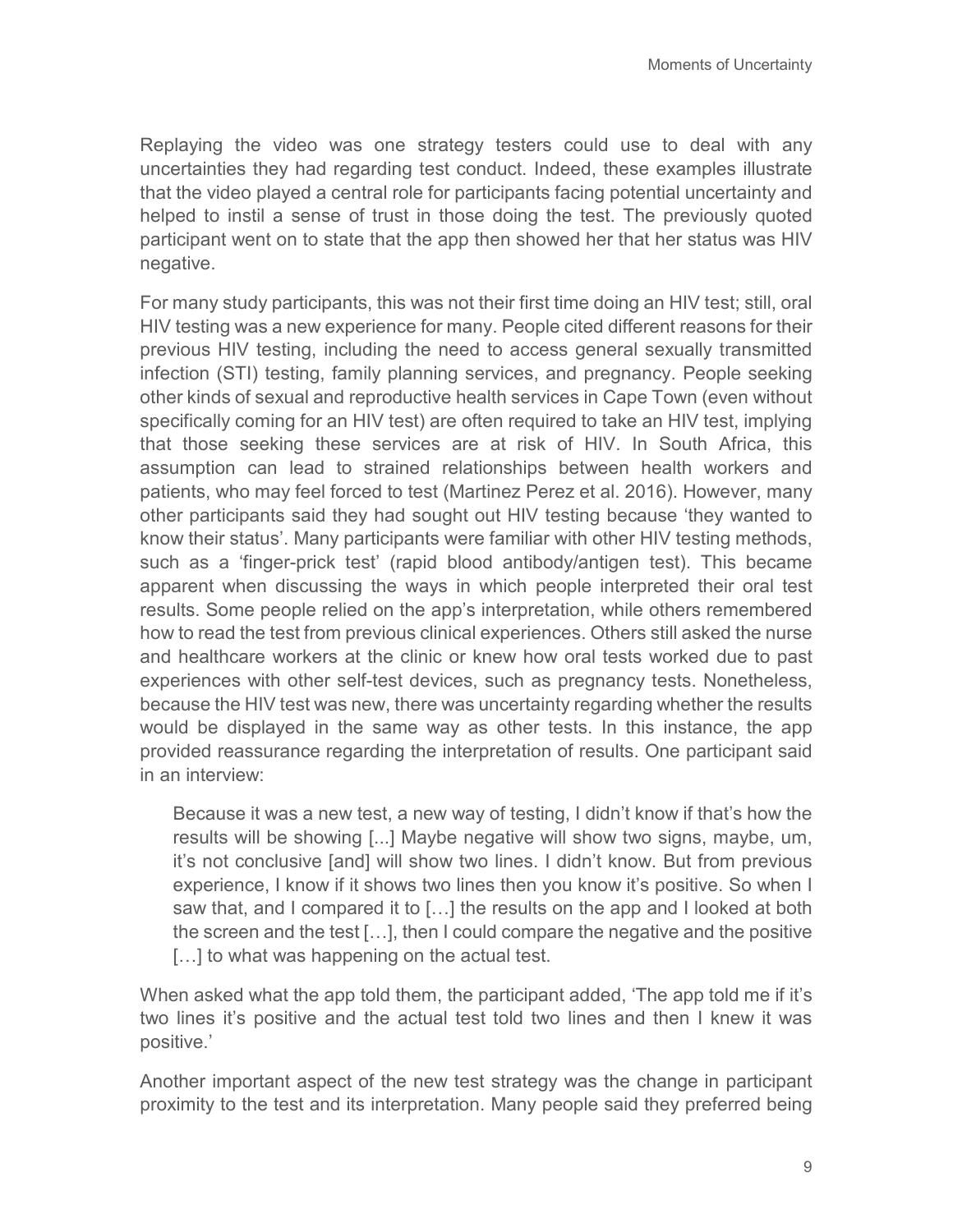Replaying the video was one strategy testers could use to deal with any uncertainties they had regarding test conduct. Indeed, these examples illustrate that the video played a central role for participants facing potential uncertainty and helped to instil a sense of trust in those doing the test. The previously quoted participant went on to state that the app then showed her that her status was HIV negative.

For many study participants, this was not their first time doing an HIV test; still, oral HIV testing was a new experience for many. People cited different reasons for their previous HIV testing, including the need to access general sexually transmitted infection (STI) testing, family planning services, and pregnancy. People seeking other kinds of sexual and reproductive health services in Cape Town (even without specifically coming for an HIV test) are often required to take an HIV test, implying that those seeking these services are at risk of HIV. In South Africa, this assumption can lead to strained relationships between health workers and patients, who may feel forced to test (Martinez Perez et al. 2016). However, many other participants said they had sought out HIV testing because 'they wanted to know their status'. Many participants were familiar with other HIV testing methods, such as a 'finger-prick test' (rapid blood antibody/antigen test). This became apparent when discussing the ways in which people interpreted their oral test results. Some people relied on the app's interpretation, while others remembered how to read the test from previous clinical experiences. Others still asked the nurse and healthcare workers at the clinic or knew how oral tests worked due to past experiences with other self-test devices, such as pregnancy tests. Nonetheless, because the HIV test was new, there was uncertainty regarding whether the results would be displayed in the same way as other tests. In this instance, the app provided reassurance regarding the interpretation of results. One participant said in an interview:

> Because it was a new test, a new way of testing, I didn't know if that's how the results will be showing [...] Maybe negative will show two signs, maybe, um, it's not conclusive [and] will show two lines. I didn't know. But from previous experience, I know if it shows two lines then you know it's positive. So when I saw that, and I compared it to […] the results on the app and I looked at both the screen and the test […], then I could compare the negative and the positive […] to what was happening on the actual test.

When asked what the app told them, the participant added, 'The app told me if it's two lines it's positive and the actual test told two lines and then I knew it was positive.'

Another important aspect of the new test strategy was the change in participant proximity to the test and its interpretation. Many people said they preferred being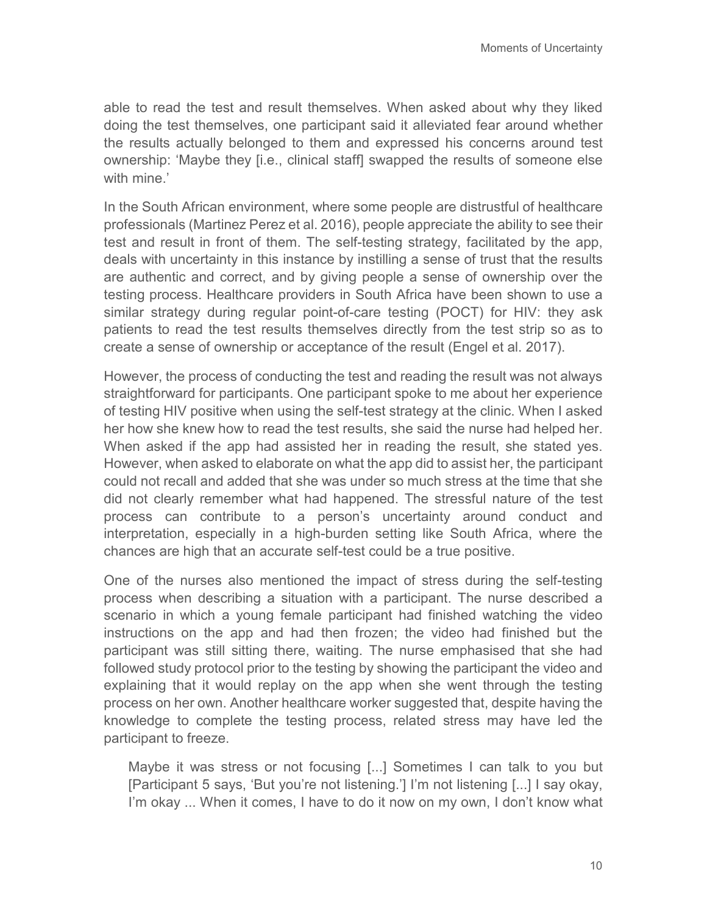able to read the test and result themselves. When asked about why they liked doing the test themselves, one participant said it alleviated fear around whether the results actually belonged to them and expressed his concerns around test ownership: 'Maybe they [i.e., clinical staff] swapped the results of someone else with mine.'

In the South African environment, where some people are distrustful of healthcare professionals (Martinez Perez et al. 2016), people appreciate the ability to see their test and result in front of them. The self-testing strategy, facilitated by the app, deals with uncertainty in this instance by instilling a sense of trust that the results are authentic and correct, and by giving people a sense of ownership over the testing process. Healthcare providers in South Africa have been shown to use a similar strategy during regular point-of-care testing (POCT) for HIV: they ask patients to read the test results themselves directly from the test strip so as to create a sense of ownership or acceptance of the result (Engel et al. 2017).

However, the process of conducting the test and reading the result was not always straightforward for participants. One participant spoke to me about her experience of testing HIV positive when using the self-test strategy at the clinic. When I asked her how she knew how to read the test results, she said the nurse had helped her. When asked if the app had assisted her in reading the result, she stated yes. However, when asked to elaborate on what the app did to assist her, the participant could not recall and added that she was under so much stress at the time that she did not clearly remember what had happened. The stressful nature of the test process can contribute to a person's uncertainty around conduct and interpretation, especially in a high-burden setting like South Africa, where the chances are high that an accurate self-test could be a true positive.

One of the nurses also mentioned the impact of stress during the self-testing process when describing a situation with a participant. The nurse described a scenario in which a young female participant had finished watching the video instructions on the app and had then frozen; the video had finished but the participant was still sitting there, waiting. The nurse emphasised that she had followed study protocol prior to the testing by showing the participant the video and explaining that it would replay on the app when she went through the testing process on her own. Another healthcare worker suggested that, despite having the knowledge to complete the testing process, related stress may have led the participant to freeze.

> Maybe it was stress or not focusing [...] Sometimes I can talk to you but [Participant 5 says, 'But you're not listening.'] I'm not listening [...] I say okay, I'm okay ... When it comes, I have to do it now on my own, I don't know what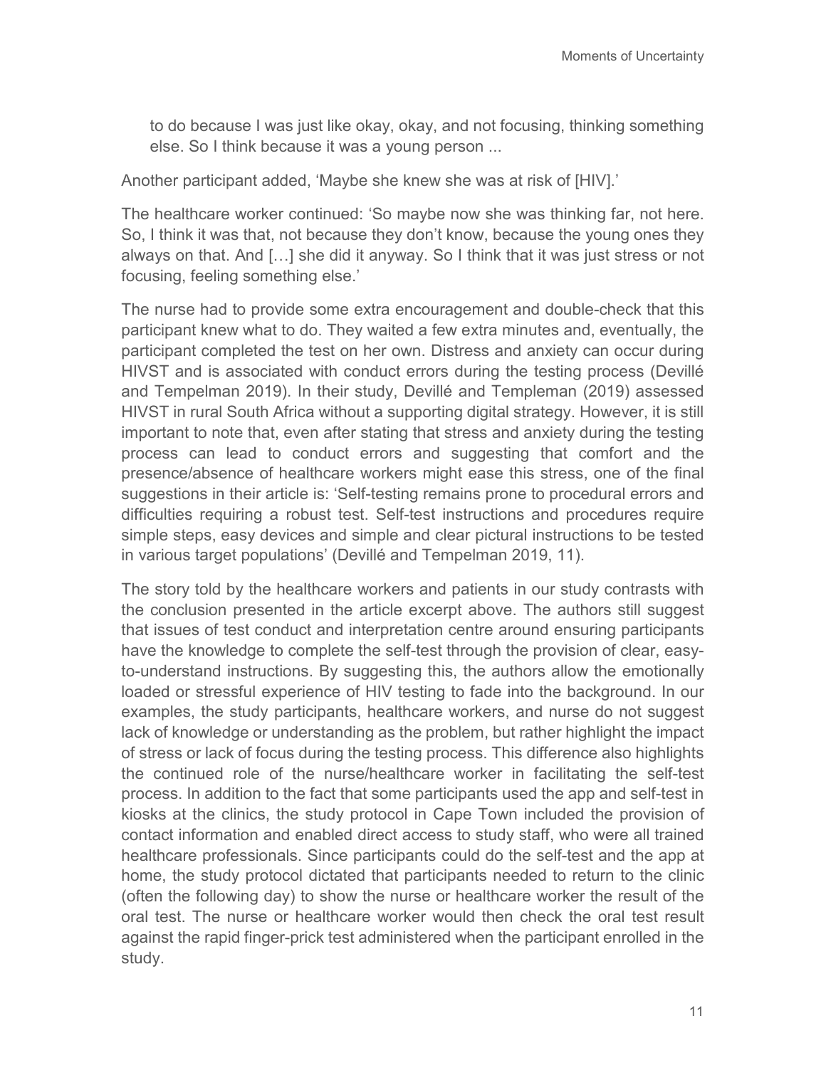> to do because I was just like okay, okay, and not focusing, thinking something else. So I think because it was a young person ...

Another participant added, 'Maybe she knew she was at risk of [HIV].'

The healthcare worker continued: 'So maybe now she was thinking far, not here. So, I think it was that, not because they don't know, because the young ones they always on that. And […] she did it anyway. So I think that it was just stress or not focusing, feeling something else.'

The nurse had to provide some extra encouragement and double-check that this participant knew what to do. They waited a few extra minutes and, eventually, the participant completed the test on her own. Distress and anxiety can occur during HIVST and is associated with conduct errors during the testing process (Devillé and Tempelman 2019). In their study, Devillé and Templeman (2019) assessed HIVST in rural South Africa without a supporting digital strategy. However, it is still important to note that, even after stating that stress and anxiety during the testing process can lead to conduct errors and suggesting that comfort and the presence/absence of healthcare workers might ease this stress, one of the final suggestions in their article is: 'Self-testing remains prone to procedural errors and difficulties requiring a robust test. Self-test instructions and procedures require simple steps, easy devices and simple and clear pictural instructions to be tested in various target populations' (Devillé and Tempelman 2019, 11).

The story told by the healthcare workers and patients in our study contrasts with the conclusion presented in the article excerpt above. The authors still suggest that issues of test conduct and interpretation centre around ensuring participants have the knowledge to complete the self-test through the provision of clear, easy-to-understand instructions. By suggesting this, the authors allow the emotionally loaded or stressful experience of HIV testing to fade into the background. In our examples, the study participants, healthcare workers, and nurse do not suggest lack of knowledge or understanding as the problem, but rather highlight the impact of stress or lack of focus during the testing process. This difference also highlights the continued role of the nurse/healthcare worker in facilitating the self-test process. In addition to the fact that some participants used the app and self-test in kiosks at the clinics, the study protocol in Cape Town included the provision of contact information and enabled direct access to study staff, who were all trained healthcare professionals. Since participants could do the self-test and the app at home, the study protocol dictated that participants needed to return to the clinic (often the following day) to show the nurse or healthcare worker the result of the oral test. The nurse or healthcare worker would then check the oral test result against the rapid finger-prick test administered when the participant enrolled in the study.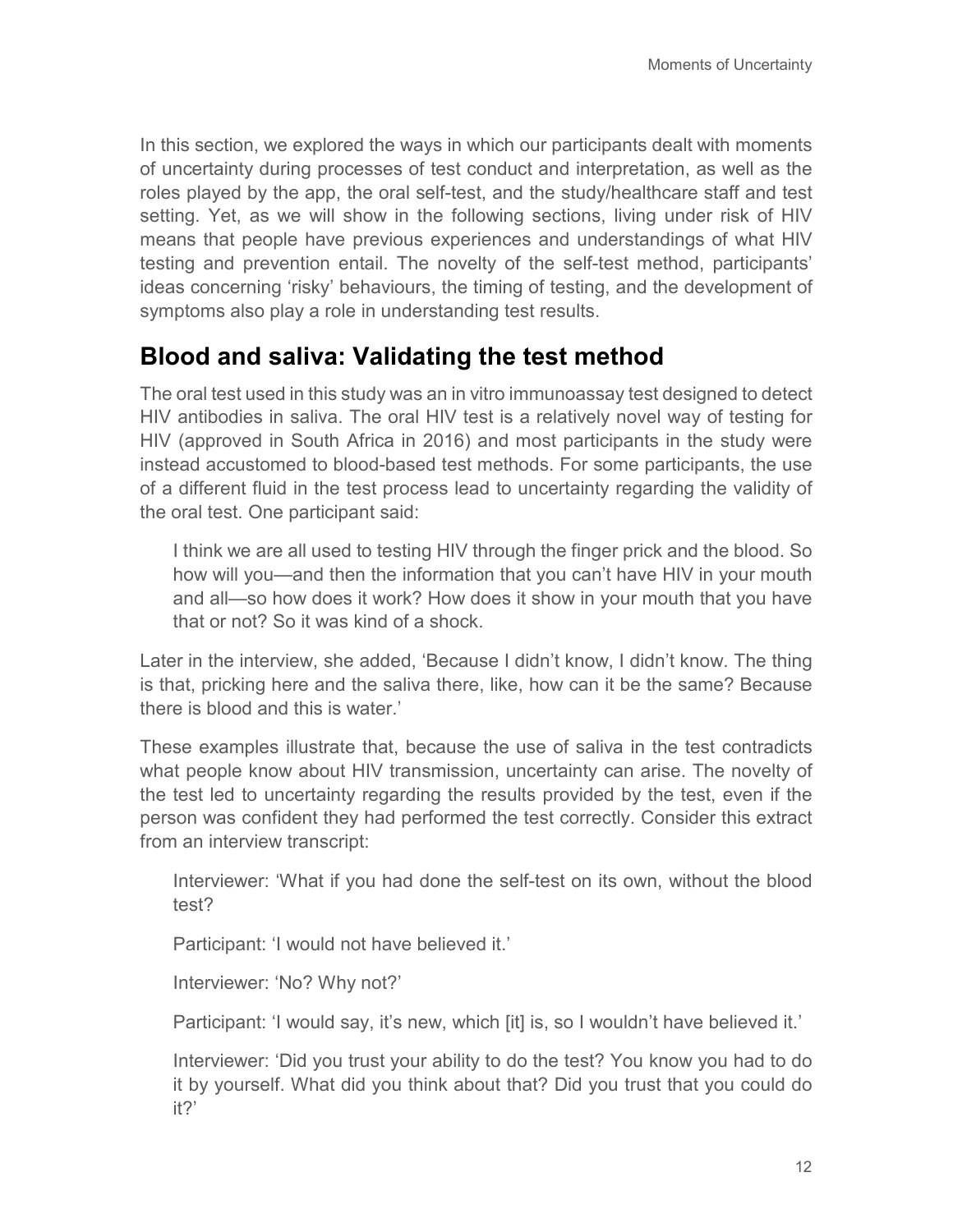In this section, we explored the ways in which our participants dealt with moments of uncertainty during processes of test conduct and interpretation, as well as the roles played by the app, the oral self-test, and the study/healthcare staff and test setting. Yet, as we will show in the following sections, living under risk of HIV means that people have previous experiences and understandings of what HIV testing and prevention entail. The novelty of the self-test method, participants' ideas concerning 'risky' behaviours, the timing of testing, and the development of symptoms also play a role in understanding test results.

## Blood and saliva: Validating the test method

The oral test used in this study was an in vitro immunoassay test designed to detect HIV antibodies in saliva. The oral HIV test is a relatively novel way of testing for HIV (approved in South Africa in 2016) and most participants in the study were instead accustomed to blood-based test methods. For some participants, the use of a different fluid in the test process lead to uncertainty regarding the validity of the oral test. One participant said:

> I think we are all used to testing HIV through the finger prick and the blood. So how will you—and then the information that you can't have HIV in your mouth and all—so how does it work? How does it show in your mouth that you have that or not? So it was kind of a shock.

Later in the interview, she added, 'Because I didn't know, I didn't know. The thing is that, pricking here and the saliva there, like, how can it be the same? Because there is blood and this is water.'

These examples illustrate that, because the use of saliva in the test contradicts what people know about HIV transmission, uncertainty can arise. The novelty of the test led to uncertainty regarding the results provided by the test, even if the person was confident they had performed the test correctly. Consider this extract from an interview transcript:

> Interviewer: 'What if you had done the self-test on its own, without the blood test?
>
> Participant: 'I would not have believed it.'
>
> Interviewer: 'No? Why not?'
>
> Participant: 'I would say, it's new, which [it] is, so I wouldn't have believed it.'
>
> Interviewer: 'Did you trust your ability to do the test? You know you had to do it by yourself. What did you think about that? Did you trust that you could do it?'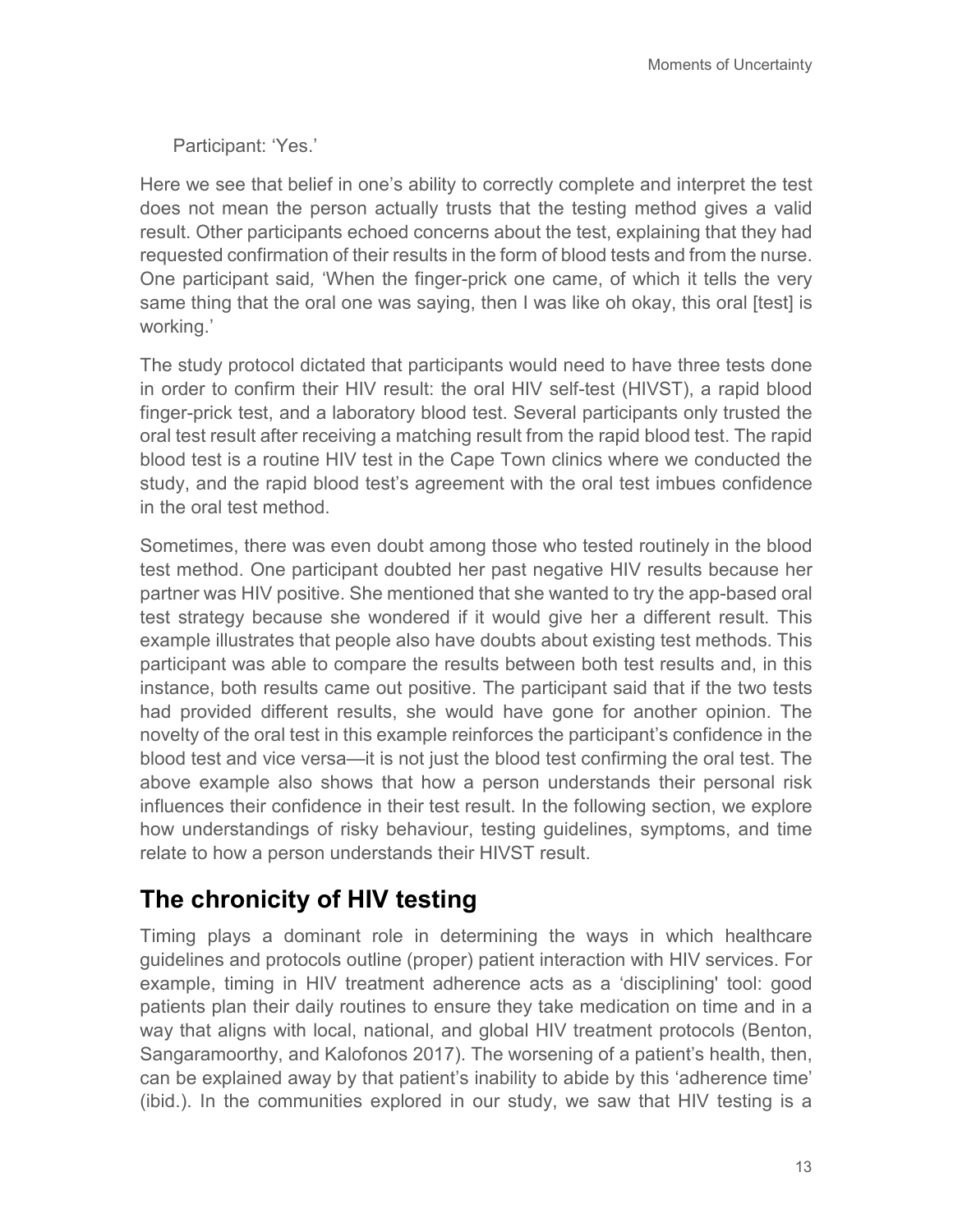Participant: 'Yes.'

Here we see that belief in one's ability to correctly complete and interpret the test does not mean the person actually trusts that the testing method gives a valid result. Other participants echoed concerns about the test, explaining that they had requested confirmation of their results in the form of blood tests and from the nurse. One participant said*,* 'When the finger-prick one came, of which it tells the very same thing that the oral one was saying, then I was like oh okay, this oral [test] is working.'

The study protocol dictated that participants would need to have three tests done in order to confirm their HIV result: the oral HIV self-test (HIVST), a rapid blood finger-prick test, and a laboratory blood test. Several participants only trusted the oral test result after receiving a matching result from the rapid blood test. The rapid blood test is a routine HIV test in the Cape Town clinics where we conducted the study, and the rapid blood test's agreement with the oral test imbues confidence in the oral test method.

Sometimes, there was even doubt among those who tested routinely in the blood test method. One participant doubted her past negative HIV results because her partner was HIV positive. She mentioned that she wanted to try the app-based oral test strategy because she wondered if it would give her a different result. This example illustrates that people also have doubts about existing test methods. This participant was able to compare the results between both test results and, in this instance, both results came out positive. The participant said that if the two tests had provided different results, she would have gone for another opinion. The novelty of the oral test in this example reinforces the participant's confidence in the blood test and vice versa—it is not just the blood test confirming the oral test. The above example also shows that how a person understands their personal risk influences their confidence in their test result. In the following section, we explore how understandings of risky behaviour, testing guidelines, symptoms, and time relate to how a person understands their HIVST result.

## The chronicity of HIV testing

Timing plays a dominant role in determining the ways in which healthcare guidelines and protocols outline (proper) patient interaction with HIV services. For example, timing in HIV treatment adherence acts as a 'disciplining' tool: good patients plan their daily routines to ensure they take medication on time and in a way that aligns with local, national, and global HIV treatment protocols (Benton, Sangaramoorthy, and Kalofonos 2017). The worsening of a patient's health, then, can be explained away by that patient's inability to abide by this 'adherence time' (ibid.). In the communities explored in our study, we saw that HIV testing is a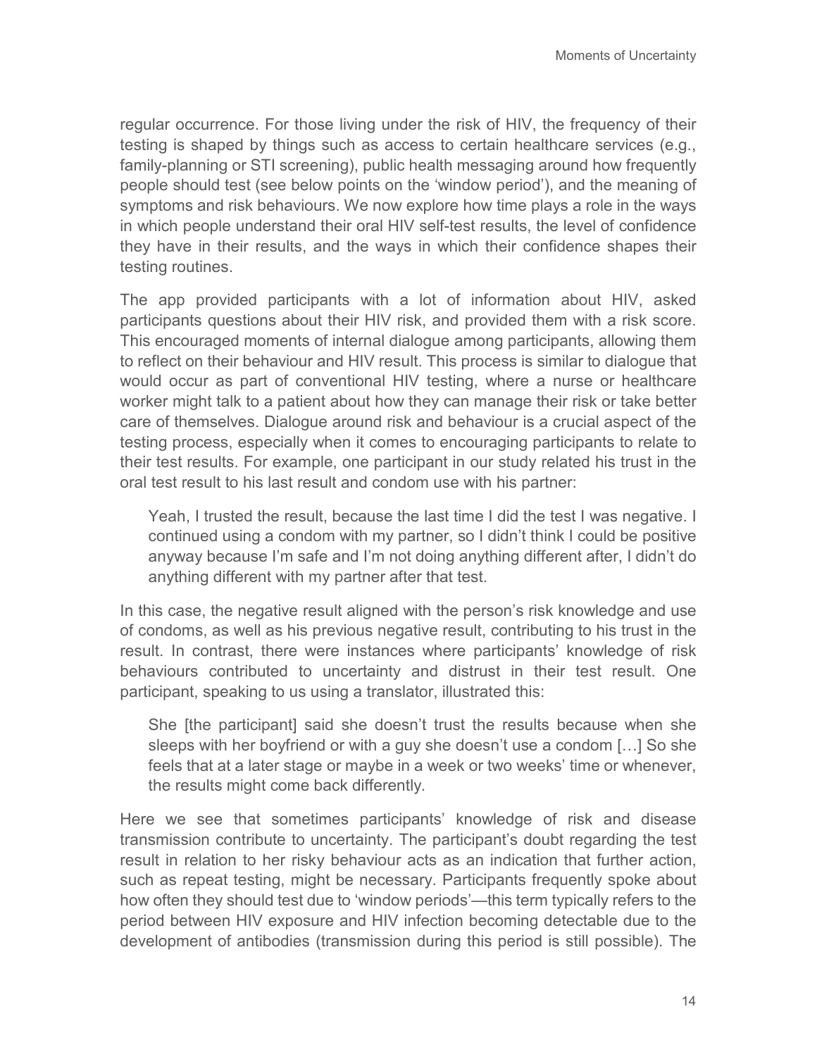regular occurrence. For those living under the risk of HIV, the frequency of their testing is shaped by things such as access to certain healthcare services (e.g., family-planning or STI screening), public health messaging around how frequently people should test (see below points on the 'window period'), and the meaning of symptoms and risk behaviours. We now explore how time plays a role in the ways in which people understand their oral HIV self-test results, the level of confidence they have in their results, and the ways in which their confidence shapes their testing routines.

The app provided participants with a lot of information about HIV, asked participants questions about their HIV risk, and provided them with a risk score. This encouraged moments of internal dialogue among participants, allowing them to reflect on their behaviour and HIV result. This process is similar to dialogue that would occur as part of conventional HIV testing, where a nurse or healthcare worker might talk to a patient about how they can manage their risk or take better care of themselves. Dialogue around risk and behaviour is a crucial aspect of the testing process, especially when it comes to encouraging participants to relate to their test results. For example, one participant in our study related his trust in the oral test result to his last result and condom use with his partner:

> Yeah, I trusted the result, because the last time I did the test I was negative. I continued using a condom with my partner, so I didn't think I could be positive anyway because I'm safe and I'm not doing anything different after, I didn't do anything different with my partner after that test.

In this case, the negative result aligned with the person's risk knowledge and use of condoms, as well as his previous negative result, contributing to his trust in the result. In contrast, there were instances where participants' knowledge of risk behaviours contributed to uncertainty and distrust in their test result. One participant, speaking to us using a translator, illustrated this:

> She [the participant] said she doesn't trust the results because when she sleeps with her boyfriend or with a guy she doesn't use a condom […] So she feels that at a later stage or maybe in a week or two weeks' time or whenever, the results might come back differently.

Here we see that sometimes participants' knowledge of risk and disease transmission contribute to uncertainty. The participant's doubt regarding the test result in relation to her risky behaviour acts as an indication that further action, such as repeat testing, might be necessary. Participants frequently spoke about how often they should test due to 'window periods'—this term typically refers to the period between HIV exposure and HIV infection becoming detectable due to the development of antibodies (transmission during this period is still possible). The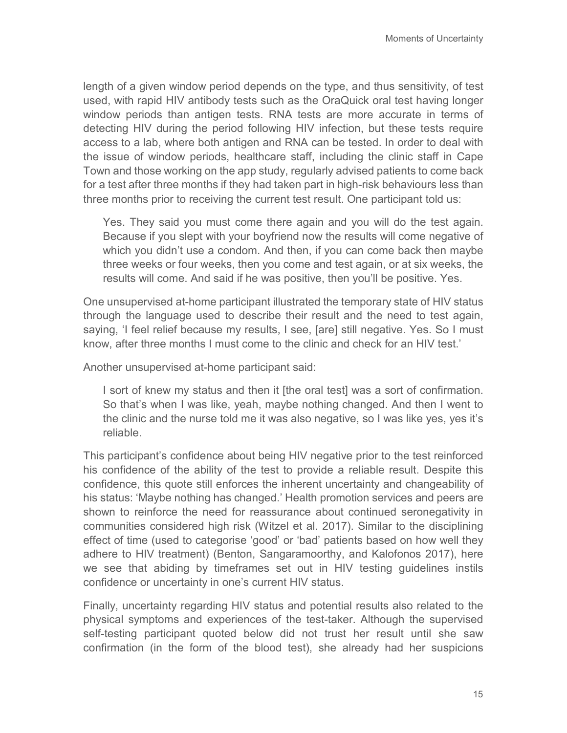length of a given window period depends on the type, and thus sensitivity, of test used, with rapid HIV antibody tests such as the OraQuick oral test having longer window periods than antigen tests. RNA tests are more accurate in terms of detecting HIV during the period following HIV infection, but these tests require access to a lab, where both antigen and RNA can be tested. In order to deal with the issue of window periods, healthcare staff, including the clinic staff in Cape Town and those working on the app study, regularly advised patients to come back for a test after three months if they had taken part in high-risk behaviours less than three months prior to receiving the current test result. One participant told us:

> Yes. They said you must come there again and you will do the test again. Because if you slept with your boyfriend now the results will come negative of which you didn't use a condom. And then, if you can come back then maybe three weeks or four weeks, then you come and test again, or at six weeks, the results will come. And said if he was positive, then you'll be positive. Yes.

One unsupervised at-home participant illustrated the temporary state of HIV status through the language used to describe their result and the need to test again, saying, 'I feel relief because my results, I see, [are] still negative. Yes. So I must know, after three months I must come to the clinic and check for an HIV test.'

Another unsupervised at-home participant said:

> I sort of knew my status and then it [the oral test] was a sort of confirmation. So that's when I was like, yeah, maybe nothing changed. And then I went to the clinic and the nurse told me it was also negative, so I was like yes, yes it's reliable.

This participant's confidence about being HIV negative prior to the test reinforced his confidence of the ability of the test to provide a reliable result. Despite this confidence, this quote still enforces the inherent uncertainty and changeability of his status: 'Maybe nothing has changed.' Health promotion services and peers are shown to reinforce the need for reassurance about continued seronegativity in communities considered high risk (Witzel et al. 2017). Similar to the disciplining effect of time (used to categorise 'good' or 'bad' patients based on how well they adhere to HIV treatment) (Benton, Sangaramoorthy, and Kalofonos 2017), here we see that abiding by timeframes set out in HIV testing guidelines instils confidence or uncertainty in one's current HIV status.

Finally, uncertainty regarding HIV status and potential results also related to the physical symptoms and experiences of the test-taker. Although the supervised self-testing participant quoted below did not trust her result until she saw confirmation (in the form of the blood test), she already had her suspicions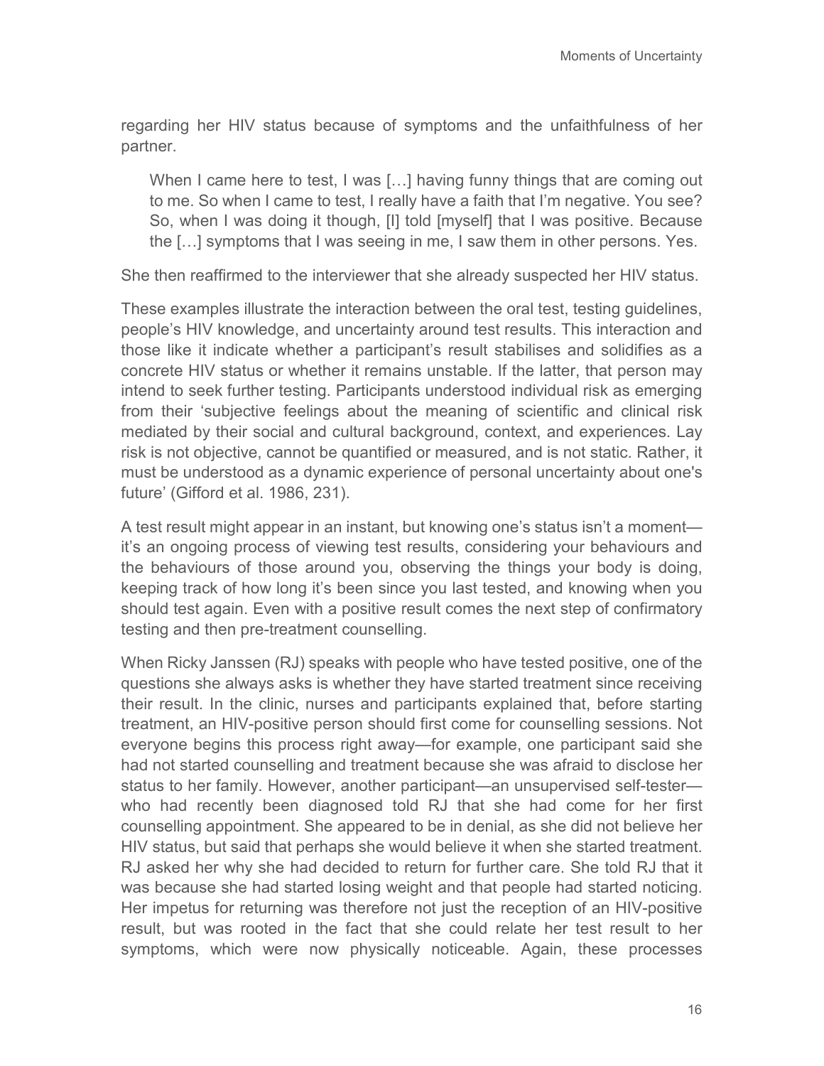regarding her HIV status because of symptoms and the unfaithfulness of her partner.

> When I came here to test, I was […] having funny things that are coming out to me. So when I came to test, I really have a faith that I'm negative. You see? So, when I was doing it though, [I] told [myself] that I was positive. Because the […] symptoms that I was seeing in me, I saw them in other persons. Yes.

She then reaffirmed to the interviewer that she already suspected her HIV status.

These examples illustrate the interaction between the oral test, testing guidelines, people's HIV knowledge, and uncertainty around test results. This interaction and those like it indicate whether a participant's result stabilises and solidifies as a concrete HIV status or whether it remains unstable. If the latter, that person may intend to seek further testing. Participants understood individual risk as emerging from their 'subjective feelings about the meaning of scientific and clinical risk mediated by their social and cultural background, context, and experiences. Lay risk is not objective, cannot be quantified or measured, and is not static. Rather, it must be understood as a dynamic experience of personal uncertainty about one's future' (Gifford et al. 1986, 231).

A test result might appear in an instant, but knowing one's status isn't a moment—it's an ongoing process of viewing test results, considering your behaviours and the behaviours of those around you, observing the things your body is doing, keeping track of how long it's been since you last tested, and knowing when you should test again. Even with a positive result comes the next step of confirmatory testing and then pre-treatment counselling.

When Ricky Janssen (RJ) speaks with people who have tested positive, one of the questions she always asks is whether they have started treatment since receiving their result. In the clinic, nurses and participants explained that, before starting treatment, an HIV-positive person should first come for counselling sessions. Not everyone begins this process right away—for example, one participant said she had not started counselling and treatment because she was afraid to disclose her status to her family. However, another participant—an unsupervised self-tester—who had recently been diagnosed told RJ that she had come for her first counselling appointment. She appeared to be in denial, as she did not believe her HIV status, but said that perhaps she would believe it when she started treatment. RJ asked her why she had decided to return for further care. She told RJ that it was because she had started losing weight and that people had started noticing. Her impetus for returning was therefore not just the reception of an HIV-positive result, but was rooted in the fact that she could relate her test result to her symptoms, which were now physically noticeable. Again, these processes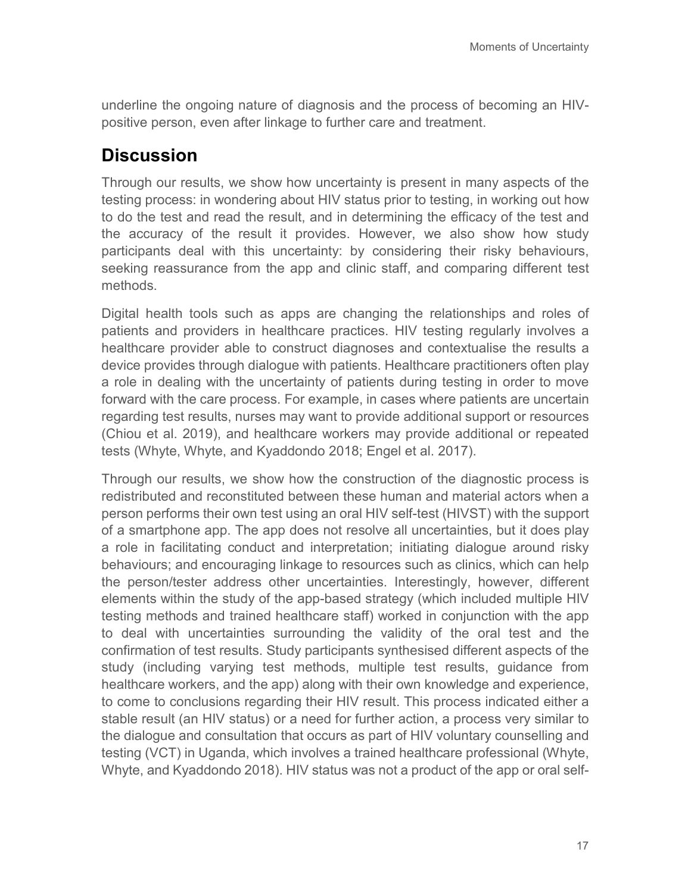underline the ongoing nature of diagnosis and the process of becoming an HIV-positive person, even after linkage to further care and treatment.

## Discussion

Through our results, we show how uncertainty is present in many aspects of the testing process: in wondering about HIV status prior to testing, in working out how to do the test and read the result, and in determining the efficacy of the test and the accuracy of the result it provides. However, we also show how study participants deal with this uncertainty: by considering their risky behaviours, seeking reassurance from the app and clinic staff, and comparing different test methods.

Digital health tools such as apps are changing the relationships and roles of patients and providers in healthcare practices. HIV testing regularly involves a healthcare provider able to construct diagnoses and contextualise the results a device provides through dialogue with patients. Healthcare practitioners often play a role in dealing with the uncertainty of patients during testing in order to move forward with the care process. For example, in cases where patients are uncertain regarding test results, nurses may want to provide additional support or resources (Chiou et al. 2019), and healthcare workers may provide additional or repeated tests (Whyte, Whyte, and Kyaddondo 2018; Engel et al. 2017).

Through our results, we show how the construction of the diagnostic process is redistributed and reconstituted between these human and material actors when a person performs their own test using an oral HIV self-test (HIVST) with the support of a smartphone app. The app does not resolve all uncertainties, but it does play a role in facilitating conduct and interpretation; initiating dialogue around risky behaviours; and encouraging linkage to resources such as clinics, which can help the person/tester address other uncertainties. Interestingly, however, different elements within the study of the app-based strategy (which included multiple HIV testing methods and trained healthcare staff) worked in conjunction with the app to deal with uncertainties surrounding the validity of the oral test and the confirmation of test results. Study participants synthesised different aspects of the study (including varying test methods, multiple test results, guidance from healthcare workers, and the app) along with their own knowledge and experience, to come to conclusions regarding their HIV result. This process indicated either a stable result (an HIV status) or a need for further action, a process very similar to the dialogue and consultation that occurs as part of HIV voluntary counselling and testing (VCT) in Uganda, which involves a trained healthcare professional (Whyte, Whyte, and Kyaddondo 2018). HIV status was not a product of the app or oral self-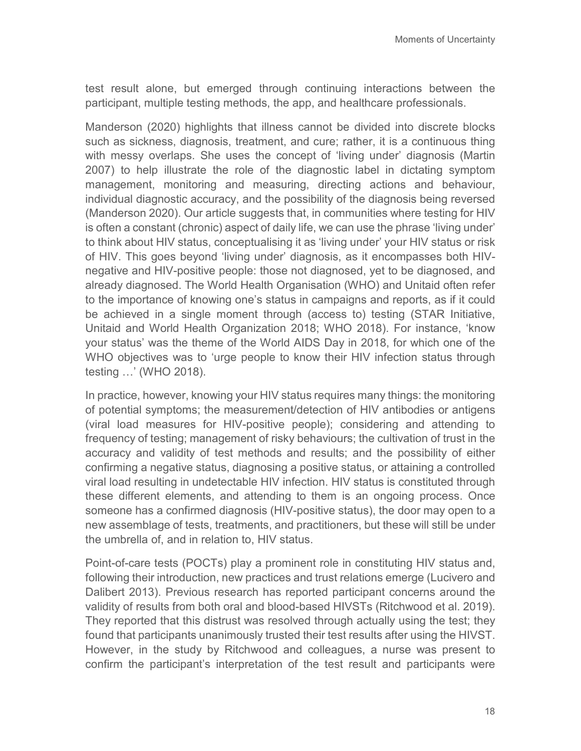test result alone, but emerged through continuing interactions between the participant, multiple testing methods, the app, and healthcare professionals.

Manderson (2020) highlights that illness cannot be divided into discrete blocks such as sickness, diagnosis, treatment, and cure; rather, it is a continuous thing with messy overlaps. She uses the concept of 'living under' diagnosis (Martin 2007) to help illustrate the role of the diagnostic label in dictating symptom management, monitoring and measuring, directing actions and behaviour, individual diagnostic accuracy, and the possibility of the diagnosis being reversed (Manderson 2020). Our article suggests that, in communities where testing for HIV is often a constant (chronic) aspect of daily life, we can use the phrase 'living under' to think about HIV status, conceptualising it as 'living under' your HIV status or risk of HIV. This goes beyond 'living under' diagnosis, as it encompasses both HIV-negative and HIV-positive people: those not diagnosed, yet to be diagnosed, and already diagnosed. The World Health Organisation (WHO) and Unitaid often refer to the importance of knowing one's status in campaigns and reports, as if it could be achieved in a single moment through (access to) testing (STAR Initiative, Unitaid and World Health Organization 2018; WHO 2018). For instance, 'know your status' was the theme of the World AIDS Day in 2018, for which one of the WHO objectives was to 'urge people to know their HIV infection status through testing …' (WHO 2018).

In practice, however, knowing your HIV status requires many things: the monitoring of potential symptoms; the measurement/detection of HIV antibodies or antigens (viral load measures for HIV-positive people); considering and attending to frequency of testing; management of risky behaviours; the cultivation of trust in the accuracy and validity of test methods and results; and the possibility of either confirming a negative status, diagnosing a positive status, or attaining a controlled viral load resulting in undetectable HIV infection. HIV status is constituted through these different elements, and attending to them is an ongoing process. Once someone has a confirmed diagnosis (HIV-positive status), the door may open to a new assemblage of tests, treatments, and practitioners, but these will still be under the umbrella of, and in relation to, HIV status.

Point-of-care tests (POCTs) play a prominent role in constituting HIV status and, following their introduction, new practices and trust relations emerge (Lucivero and Dalibert 2013). Previous research has reported participant concerns around the validity of results from both oral and blood-based HIVSTs (Ritchwood et al. 2019). They reported that this distrust was resolved through actually using the test; they found that participants unanimously trusted their test results after using the HIVST. However, in the study by Ritchwood and colleagues, a nurse was present to confirm the participant's interpretation of the test result and participants were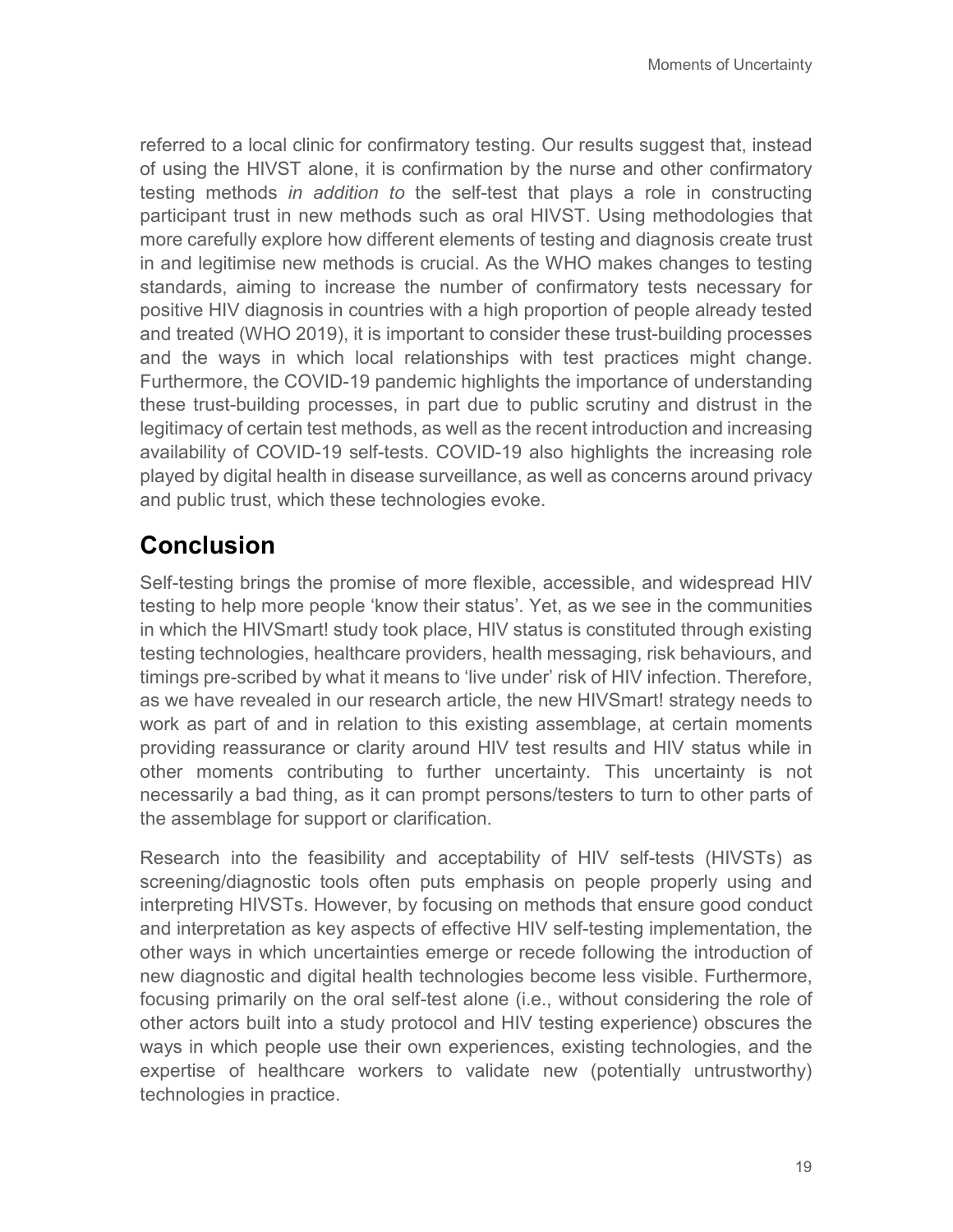referred to a local clinic for confirmatory testing. Our results suggest that, instead of using the HIVST alone, it is confirmation by the nurse and other confirmatory testing methods *in addition to* the self-test that plays a role in constructing participant trust in new methods such as oral HIVST. Using methodologies that more carefully explore how different elements of testing and diagnosis create trust in and legitimise new methods is crucial. As the WHO makes changes to testing standards, aiming to increase the number of confirmatory tests necessary for positive HIV diagnosis in countries with a high proportion of people already tested and treated (WHO 2019), it is important to consider these trust-building processes and the ways in which local relationships with test practices might change. Furthermore, the COVID-19 pandemic highlights the importance of understanding these trust-building processes, in part due to public scrutiny and distrust in the legitimacy of certain test methods, as well as the recent introduction and increasing availability of COVID-19 self-tests. COVID-19 also highlights the increasing role played by digital health in disease surveillance, as well as concerns around privacy and public trust, which these technologies evoke.

## Conclusion

Self-testing brings the promise of more flexible, accessible, and widespread HIV testing to help more people 'know their status'. Yet, as we see in the communities in which the HIVSmart! study took place, HIV status is constituted through existing testing technologies, healthcare providers, health messaging, risk behaviours, and timings pre-scribed by what it means to 'live under' risk of HIV infection. Therefore, as we have revealed in our research article, the new HIVSmart! strategy needs to work as part of and in relation to this existing assemblage, at certain moments providing reassurance or clarity around HIV test results and HIV status while in other moments contributing to further uncertainty. This uncertainty is not necessarily a bad thing, as it can prompt persons/testers to turn to other parts of the assemblage for support or clarification.

Research into the feasibility and acceptability of HIV self-tests (HIVSTs) as screening/diagnostic tools often puts emphasis on people properly using and interpreting HIVSTs. However, by focusing on methods that ensure good conduct and interpretation as key aspects of effective HIV self-testing implementation, the other ways in which uncertainties emerge or recede following the introduction of new diagnostic and digital health technologies become less visible. Furthermore, focusing primarily on the oral self-test alone (i.e., without considering the role of other actors built into a study protocol and HIV testing experience) obscures the ways in which people use their own experiences, existing technologies, and the expertise of healthcare workers to validate new (potentially untrustworthy) technologies in practice.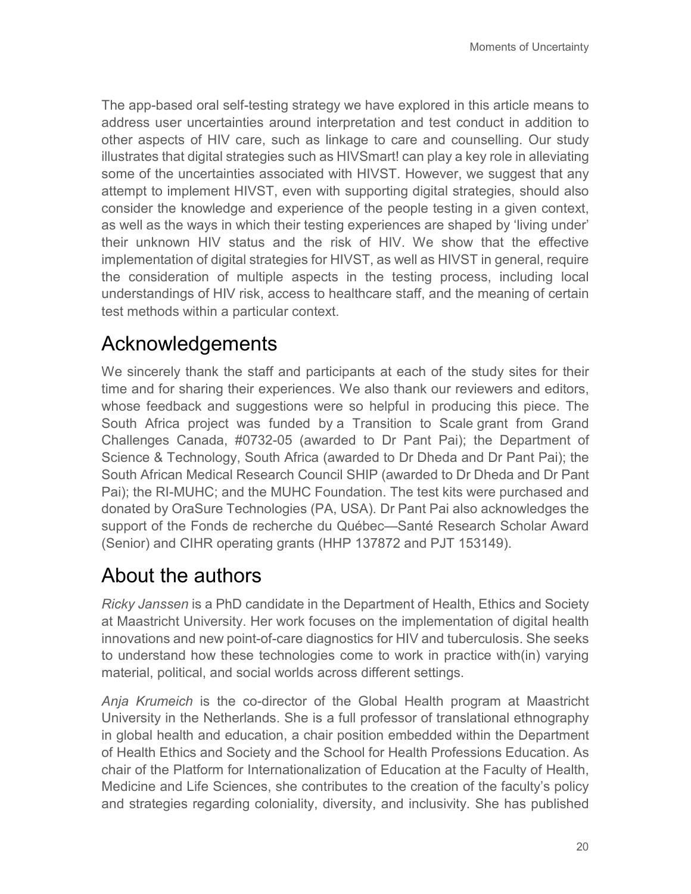The app-based oral self-testing strategy we have explored in this article means to address user uncertainties around interpretation and test conduct in addition to other aspects of HIV care, such as linkage to care and counselling. Our study illustrates that digital strategies such as HIVSmart! can play a key role in alleviating some of the uncertainties associated with HIVST. However, we suggest that any attempt to implement HIVST, even with supporting digital strategies, should also consider the knowledge and experience of the people testing in a given context, as well as the ways in which their testing experiences are shaped by 'living under' their unknown HIV status and the risk of HIV. We show that the effective implementation of digital strategies for HIVST, as well as HIVST in general, require the consideration of multiple aspects in the testing process, including local understandings of HIV risk, access to healthcare staff, and the meaning of certain test methods within a particular context.

## Acknowledgements

We sincerely thank the staff and participants at each of the study sites for their time and for sharing their experiences. We also thank our reviewers and editors, whose feedback and suggestions were so helpful in producing this piece. The South Africa project was funded by a Transition to Scale grant from Grand Challenges Canada, #0732-05 (awarded to Dr Pant Pai); the Department of Science & Technology, South Africa (awarded to Dr Dheda and Dr Pant Pai); the South African Medical Research Council SHIP (awarded to Dr Dheda and Dr Pant Pai); the RI-MUHC; and the MUHC Foundation. The test kits were purchased and donated by OraSure Technologies (PA, USA). Dr Pant Pai also acknowledges the support of the Fonds de recherche du Québec—Santé Research Scholar Award (Senior) and CIHR operating grants (HHP 137872 and PJT 153149).

## About the authors

*Ricky Janssen* is a PhD candidate in the Department of Health, Ethics and Society at Maastricht University. Her work focuses on the implementation of digital health innovations and new point-of-care diagnostics for HIV and tuberculosis. She seeks to understand how these technologies come to work in practice with(in) varying material, political, and social worlds across different settings.

*Anja Krumeich* is the co-director of the Global Health program at Maastricht University in the Netherlands. She is a full professor of translational ethnography in global health and education, a chair position embedded within the Department of Health Ethics and Society and the School for Health Professions Education. As chair of the Platform for Internationalization of Education at the Faculty of Health, Medicine and Life Sciences, she contributes to the creation of the faculty's policy and strategies regarding coloniality, diversity, and inclusivity. She has published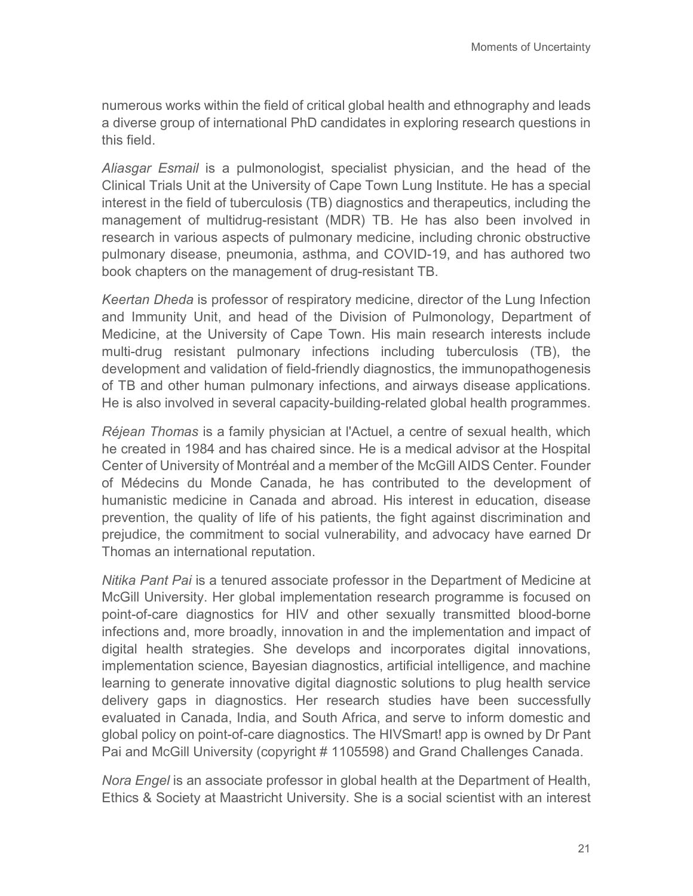numerous works within the field of critical global health and ethnography and leads a diverse group of international PhD candidates in exploring research questions in this field.

*Aliasgar Esmail* is a pulmonologist, specialist physician, and the head of the Clinical Trials Unit at the University of Cape Town Lung Institute. He has a special interest in the field of tuberculosis (TB) diagnostics and therapeutics, including the management of multidrug-resistant (MDR) TB. He has also been involved in research in various aspects of pulmonary medicine, including chronic obstructive pulmonary disease, pneumonia, asthma, and COVID-19, and has authored two book chapters on the management of drug-resistant TB.

*Keertan Dheda* is professor of respiratory medicine, director of the Lung Infection and Immunity Unit, and head of the Division of Pulmonology, Department of Medicine, at the University of Cape Town. His main research interests include multi-drug resistant pulmonary infections including tuberculosis (TB), the development and validation of field-friendly diagnostics, the immunopathogenesis of TB and other human pulmonary infections, and airways disease applications. He is also involved in several capacity-building-related global health programmes.

*Réjean Thomas* is a family physician at l'Actuel, a centre of sexual health, which he created in 1984 and has chaired since. He is a medical advisor at the Hospital Center of University of Montréal and a member of the McGill AIDS Center. Founder of Médecins du Monde Canada, he has contributed to the development of humanistic medicine in Canada and abroad. His interest in education, disease prevention, the quality of life of his patients, the fight against discrimination and prejudice, the commitment to social vulnerability, and advocacy have earned Dr Thomas an international reputation.

*Nitika Pant Pai* is a tenured associate professor in the Department of Medicine at McGill University. Her global implementation research programme is focused on point-of-care diagnostics for HIV and other sexually transmitted blood-borne infections and, more broadly, innovation in and the implementation and impact of digital health strategies. She develops and incorporates digital innovations, implementation science, Bayesian diagnostics, artificial intelligence, and machine learning to generate innovative digital diagnostic solutions to plug health service delivery gaps in diagnostics. Her research studies have been successfully evaluated in Canada, India, and South Africa, and serve to inform domestic and global policy on point-of-care diagnostics. The HIVSmart! app is owned by Dr Pant Pai and McGill University (copyright # 1105598) and Grand Challenges Canada.

*Nora Engel* is an associate professor in global health at the Department of Health, Ethics & Society at Maastricht University. She is a social scientist with an interest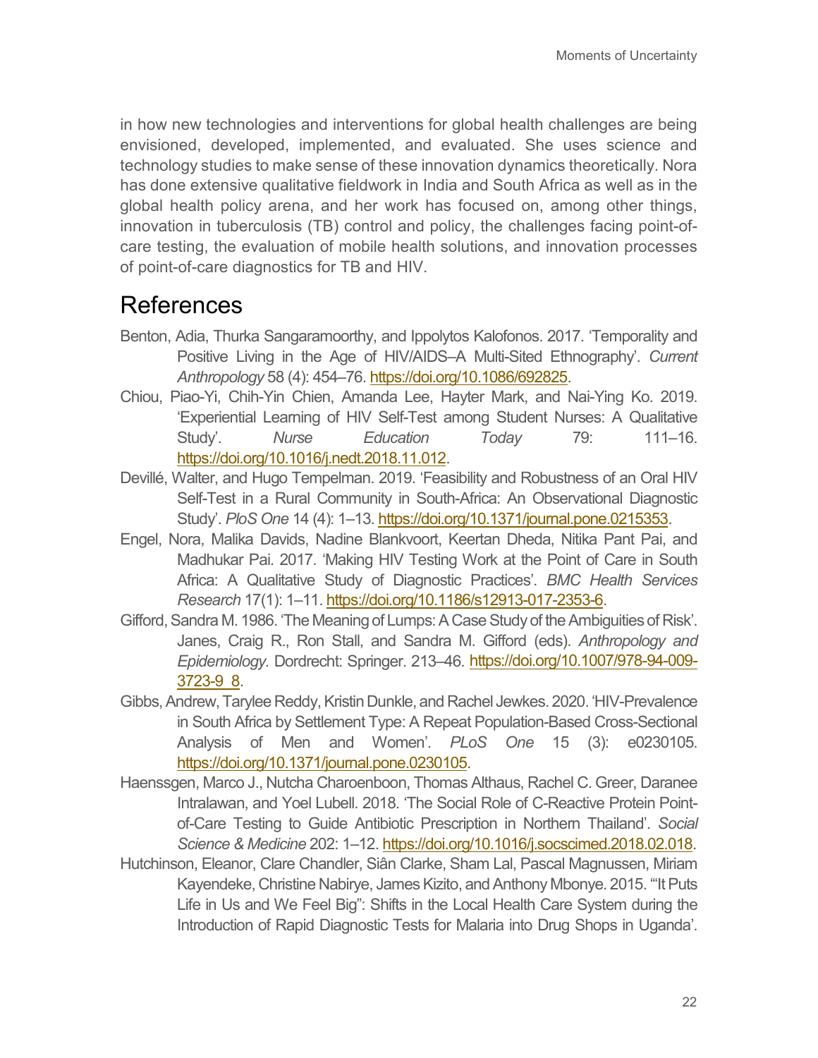in how new technologies and interventions for global health challenges are being envisioned, developed, implemented, and evaluated. She uses science and technology studies to make sense of these innovation dynamics theoretically. Nora has done extensive qualitative fieldwork in India and South Africa as well as in the global health policy arena, and her work has focused on, among other things, innovation in tuberculosis (TB) control and policy, the challenges facing point-of-care testing, the evaluation of mobile health solutions, and innovation processes of point-of-care diagnostics for TB and HIV.

# References

Benton, Adia, Thurka Sangaramoorthy, and Ippolytos Kalofonos. 2017. 'Temporality and Positive Living in the Age of HIV/AIDS–A Multi-Sited Ethnography'. *Current Anthropology* 58 (4): 454–76. https://doi.org/10.1086/692825.

Chiou, Piao-Yi, Chih-Yin Chien, Amanda Lee, Hayter Mark, and Nai-Ying Ko. 2019. 'Experiential Learning of HIV Self-Test among Student Nurses: A Qualitative Study'. *Nurse Education Today* 79: 111–16. https://doi.org/10.1016/j.nedt.2018.11.012.

Devillé, Walter, and Hugo Tempelman. 2019. 'Feasibility and Robustness of an Oral HIV Self-Test in a Rural Community in South-Africa: An Observational Diagnostic Study'. *PloS One* 14 (4): 1–13. https://doi.org/10.1371/journal.pone.0215353.

Engel, Nora, Malika Davids, Nadine Blankvoort, Keertan Dheda, Nitika Pant Pai, and Madhukar Pai. 2017. 'Making HIV Testing Work at the Point of Care in South Africa: A Qualitative Study of Diagnostic Practices'. *BMC Health Services Research* 17(1): 1–11. https://doi.org/10.1186/s12913-017-2353-6.

Gifford, Sandra M. 1986. 'The Meaning of Lumps: A Case Study of the Ambiguities of Risk'. Janes, Craig R., Ron Stall, and Sandra M. Gifford (eds). *Anthropology and Epidemiology*. Dordrecht: Springer. 213–46. https://doi.org/10.1007/978-94-009-3723-9_8.

Gibbs, Andrew, Tarylee Reddy, Kristin Dunkle, and Rachel Jewkes. 2020. 'HIV-Prevalence in South Africa by Settlement Type: A Repeat Population-Based Cross-Sectional Analysis of Men and Women'. *PLoS One* 15 (3): e0230105. https://doi.org/10.1371/journal.pone.0230105.

Haenssgen, Marco J., Nutcha Charoenboon, Thomas Althaus, Rachel C. Greer, Daranee Intralawan, and Yoel Lubell. 2018. 'The Social Role of C-Reactive Protein Point-of-Care Testing to Guide Antibiotic Prescription in Northern Thailand'. *Social Science & Medicine* 202: 1–12. https://doi.org/10.1016/j.socscimed.2018.02.018.

Hutchinson, Eleanor, Clare Chandler, Siân Clarke, Sham Lal, Pascal Magnussen, Miriam Kayendeke, Christine Nabirye, James Kizito, and Anthony Mbonye. 2015. '"It Puts Life in Us and We Feel Big": Shifts in the Local Health Care System during the Introduction of Rapid Diagnostic Tests for Malaria into Drug Shops in Uganda'.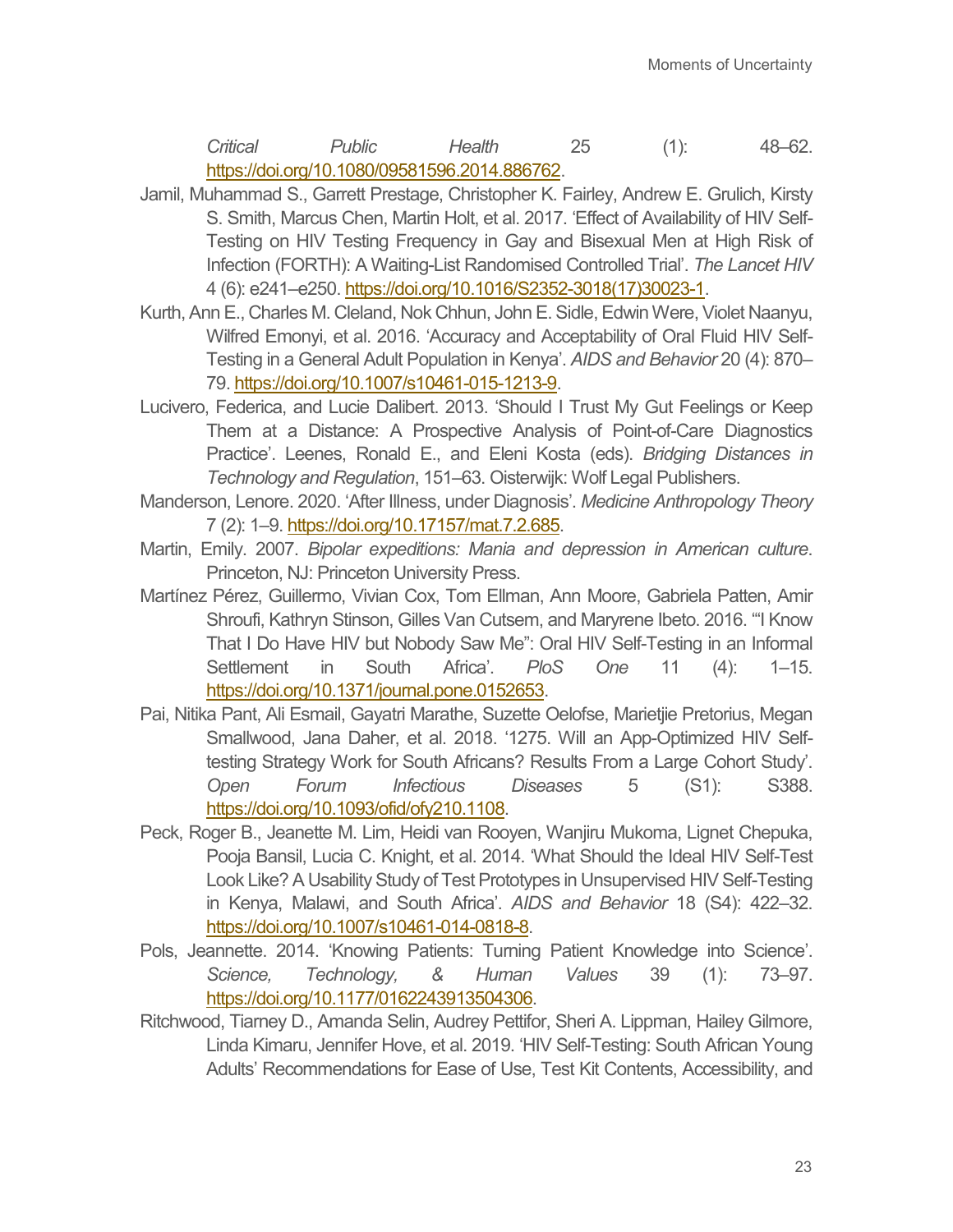*Critical Public Health* 25 (1): 48–62. https://doi.org/10.1080/09581596.2014.886762.

Jamil, Muhammad S., Garrett Prestage, Christopher K. Fairley, Andrew E. Grulich, Kirsty S. Smith, Marcus Chen, Martin Holt, et al. 2017. 'Effect of Availability of HIV Self-Testing on HIV Testing Frequency in Gay and Bisexual Men at High Risk of Infection (FORTH): A Waiting-List Randomised Controlled Trial'. *The Lancet HIV* 4 (6): e241–e250. https://doi.org/10.1016/S2352-3018(17)30023-1.

Kurth, Ann E., Charles M. Cleland, Nok Chhun, John E. Sidle, Edwin Were, Violet Naanyu, Wilfred Emonyi, et al. 2016. 'Accuracy and Acceptability of Oral Fluid HIV Self-Testing in a General Adult Population in Kenya'. *AIDS and Behavior* 20 (4): 870–79. https://doi.org/10.1007/s10461-015-1213-9.

Lucivero, Federica, and Lucie Dalibert. 2013. 'Should I Trust My Gut Feelings or Keep Them at a Distance: A Prospective Analysis of Point-of-Care Diagnostics Practice'. Leenes, Ronald E., and Eleni Kosta (eds). *Bridging Distances in Technology and Regulation*, 151–63. Oisterwijk: Wolf Legal Publishers.

Manderson, Lenore. 2020. 'After Illness, under Diagnosis'. *Medicine Anthropology Theory* 7 (2): 1–9. https://doi.org/10.17157/mat.7.2.685.

Martin, Emily. 2007. *Bipolar expeditions: Mania and depression in American culture*. Princeton, NJ: Princeton University Press.

Martínez Pérez, Guillermo, Vivian Cox, Tom Ellman, Ann Moore, Gabriela Patten, Amir Shroufi, Kathryn Stinson, Gilles Van Cutsem, and Maryrene Ibeto. 2016. '"I Know That I Do Have HIV but Nobody Saw Me": Oral HIV Self-Testing in an Informal Settlement in South Africa'. *PloS One* 11 (4): 1–15. https://doi.org/10.1371/journal.pone.0152653.

Pai, Nitika Pant, Ali Esmail, Gayatri Marathe, Suzette Oelofse, Marietjie Pretorius, Megan Smallwood, Jana Daher, et al. 2018. '1275. Will an App-Optimized HIV Self-testing Strategy Work for South Africans? Results From a Large Cohort Study'. *Open Forum Infectious Diseases* 5 (S1): S388. https://doi.org/10.1093/ofid/ofy210.1108.

Peck, Roger B., Jeanette M. Lim, Heidi van Rooyen, Wanjiru Mukoma, Lignet Chepuka, Pooja Bansil, Lucia C. Knight, et al. 2014. 'What Should the Ideal HIV Self-Test Look Like? A Usability Study of Test Prototypes in Unsupervised HIV Self-Testing in Kenya, Malawi, and South Africa'. *AIDS and Behavior* 18 (S4): 422–32. https://doi.org/10.1007/s10461-014-0818-8.

Pols, Jeannette. 2014. 'Knowing Patients: Turning Patient Knowledge into Science'. *Science, Technology, & Human Values* 39 (1): 73–97. https://doi.org/10.1177/0162243913504306.

Ritchwood, Tiarney D., Amanda Selin, Audrey Pettifor, Sheri A. Lippman, Hailey Gilmore, Linda Kimaru, Jennifer Hove, et al. 2019. 'HIV Self-Testing: South African Young Adults' Recommendations for Ease of Use, Test Kit Contents, Accessibility, and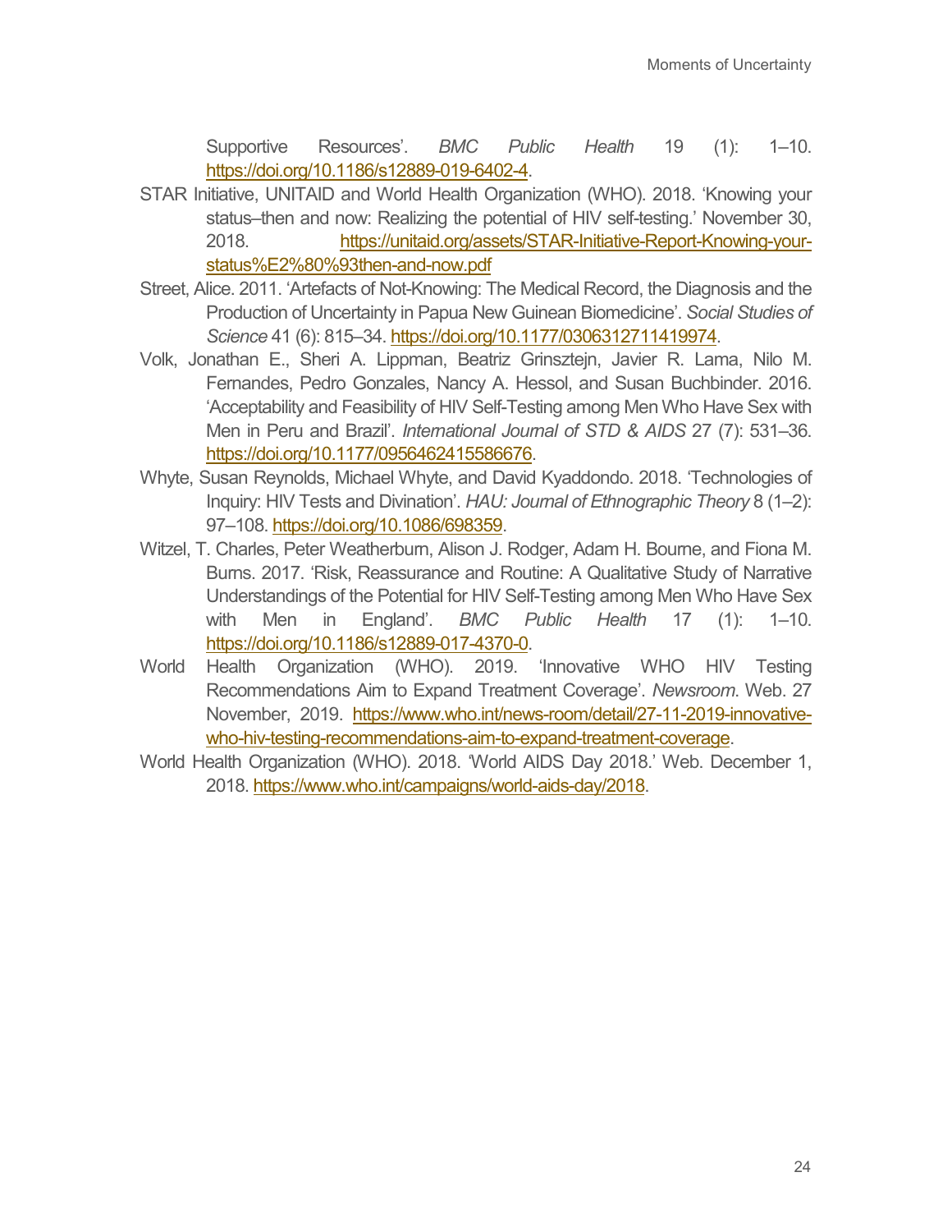Supportive Resources'. *BMC Public Health* 19 (1): 1–10. https://doi.org/10.1186/s12889-019-6402-4.

STAR Initiative, UNITAID and World Health Organization (WHO). 2018. 'Knowing your status–then and now: Realizing the potential of HIV self-testing.' November 30, 2018. https://unitaid.org/assets/STAR-Initiative-Report-Knowing-your-status%E2%80%93then-and-now.pdf

Street, Alice. 2011. 'Artefacts of Not-Knowing: The Medical Record, the Diagnosis and the Production of Uncertainty in Papua New Guinean Biomedicine'. *Social Studies of Science* 41 (6): 815–34. https://doi.org/10.1177/0306312711419974.

Volk, Jonathan E., Sheri A. Lippman, Beatriz Grinsztejn, Javier R. Lama, Nilo M. Fernandes, Pedro Gonzales, Nancy A. Hessol, and Susan Buchbinder. 2016. 'Acceptability and Feasibility of HIV Self-Testing among Men Who Have Sex with Men in Peru and Brazil'. *International Journal of STD & AIDS* 27 (7): 531–36. https://doi.org/10.1177/0956462415586676.

Whyte, Susan Reynolds, Michael Whyte, and David Kyaddondo. 2018. 'Technologies of Inquiry: HIV Tests and Divination'. *HAU: Journal of Ethnographic Theory* 8 (1–2): 97–108. https://doi.org/10.1086/698359.

Witzel, T. Charles, Peter Weatherburn, Alison J. Rodger, Adam H. Bourne, and Fiona M. Burns. 2017. 'Risk, Reassurance and Routine: A Qualitative Study of Narrative Understandings of the Potential for HIV Self-Testing among Men Who Have Sex with Men in England'. *BMC Public Health* 17 (1): 1–10. https://doi.org/10.1186/s12889-017-4370-0.

World Health Organization (WHO). 2019. 'Innovative WHO HIV Testing Recommendations Aim to Expand Treatment Coverage'. *Newsroom*. Web. 27 November, 2019. https://www.who.int/news-room/detail/27-11-2019-innovative-who-hiv-testing-recommendations-aim-to-expand-treatment-coverage.

World Health Organization (WHO). 2018. 'World AIDS Day 2018.' Web. December 1, 2018. https://www.who.int/campaigns/world-aids-day/2018.